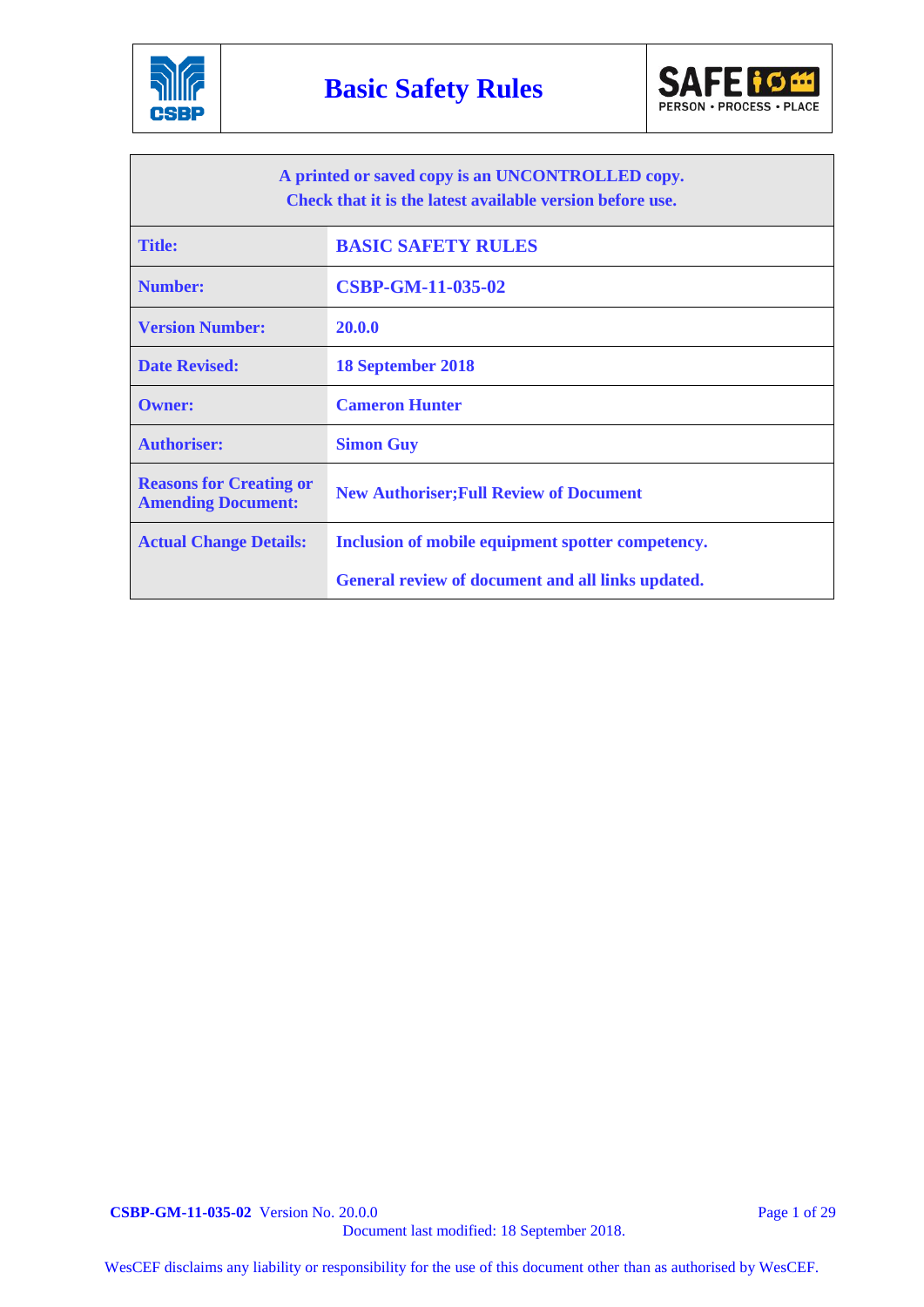# Basic Safety Rules

| A printed or saved copy is an UNCONTROLLED copy. Check that it is the latest available version before use. | |
|---|---|
| **Title:** | **BASIC SAFETY RULES** |
| **Number:** | **CSBP-GM-11-035-02** |
| **Version Number:** | **20.0.0** |
| **Date Revised:** | **18 September 2018** |
| **Owner:** | **Cameron Hunter** |
| **Authoriser:** | **Simon Guy** |
| **Reasons for Creating or Amending Document:** | **New Authoriser;Full Review of Document** |
| **Actual Change Details:** | **Inclusion of mobile equipment spotter competency.**<br><br>**General review of document and all links updated.** |

WesCEF disclaims any liability or responsibility for the use of this document other than as authorised by WesCEF.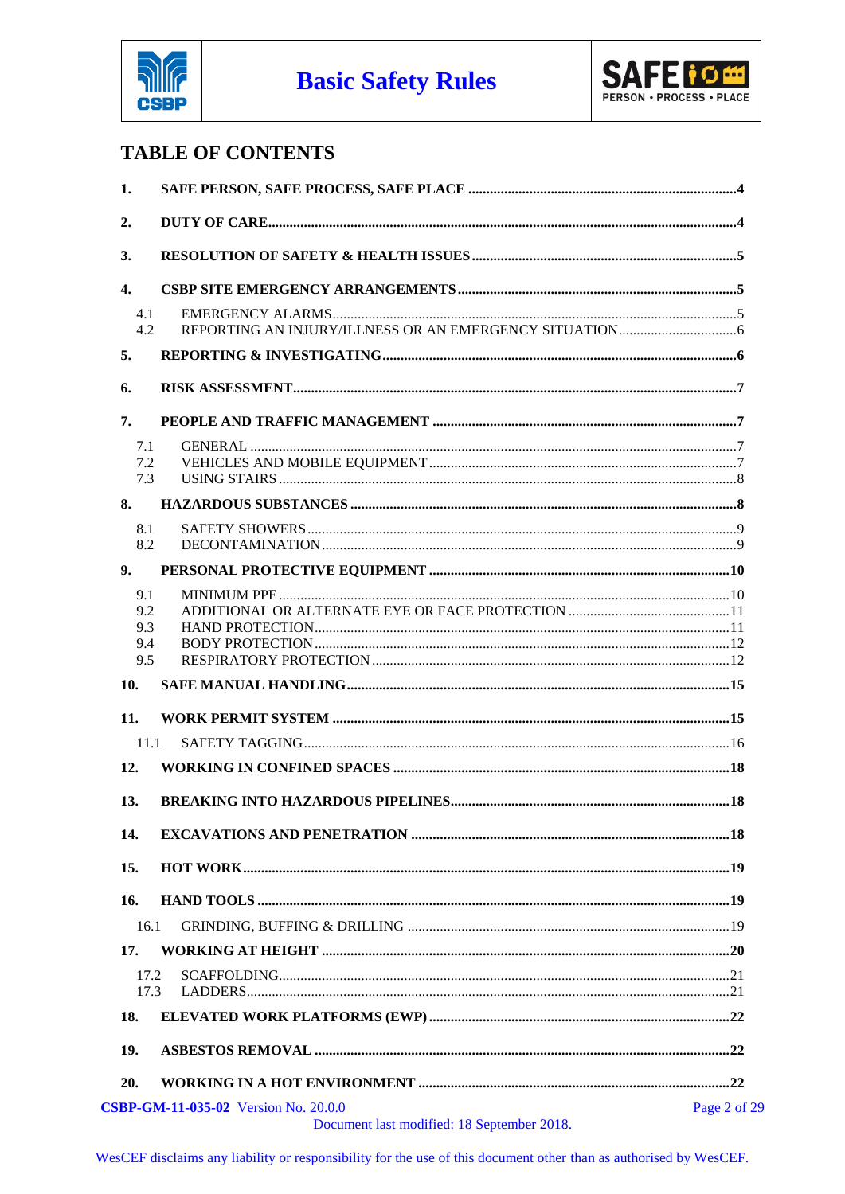# TABLE OF CONTENTS

| | | |
|---|---|---|
| **1.** | **SAFE PERSON, SAFE PROCESS, SAFE PLACE** | **4** |
| **2.** | **DUTY OF CARE** | **4** |
| **3.** | **RESOLUTION OF SAFETY & HEALTH ISSUES** | **5** |
| **4.** | **CSBP SITE EMERGENCY ARRANGEMENTS** | **5** |
| 4.1 | EMERGENCY ALARMS | 5 |
| 4.2 | REPORTING AN INJURY/ILLNESS OR AN EMERGENCY SITUATION | 6 |
| **5.** | **REPORTING & INVESTIGATING** | **6** |
| **6.** | **RISK ASSESSMENT** | **7** |
| **7.** | **PEOPLE AND TRAFFIC MANAGEMENT** | **7** |
| 7.1 | GENERAL | 7 |
| 7.2 | VEHICLES AND MOBILE EQUIPMENT | 7 |
| 7.3 | USING STAIRS | 8 |
| **8.** | **HAZARDOUS SUBSTANCES** | **8** |
| 8.1 | SAFETY SHOWERS | 9 |
| 8.2 | DECONTAMINATION | 9 |
| **9.** | **PERSONAL PROTECTIVE EQUIPMENT** | **10** |
| 9.1 | MINIMUM PPE | 10 |
| 9.2 | ADDITIONAL OR ALTERNATE EYE OR FACE PROTECTION | 11 |
| 9.3 | HAND PROTECTION | 11 |
| 9.4 | BODY PROTECTION | 12 |
| 9.5 | RESPIRATORY PROTECTION | 12 |
| **10.** | **SAFE MANUAL HANDLING** | **15** |
| **11.** | **WORK PERMIT SYSTEM** | **15** |
| 11.1 | SAFETY TAGGING | 16 |
| **12.** | **WORKING IN CONFINED SPACES** | **18** |
| **13.** | **BREAKING INTO HAZARDOUS PIPELINES** | **18** |
| **14.** | **EXCAVATIONS AND PENETRATION** | **18** |
| **15.** | **HOT WORK** | **19** |
| **16.** | **HAND TOOLS** | **19** |
| 16.1 | GRINDING, BUFFING & DRILLING | 19 |
| **17.** | **WORKING AT HEIGHT** | **20** |
| 17.2 | SCAFFOLDING | 21 |
| 17.3 | LADDERS | 21 |
| **18.** | **ELEVATED WORK PLATFORMS (EWP)** | **22** |
| **19.** | **ASBESTOS REMOVAL** | **22** |
| **20.** | **WORKING IN A HOT ENVIRONMENT** | **22** |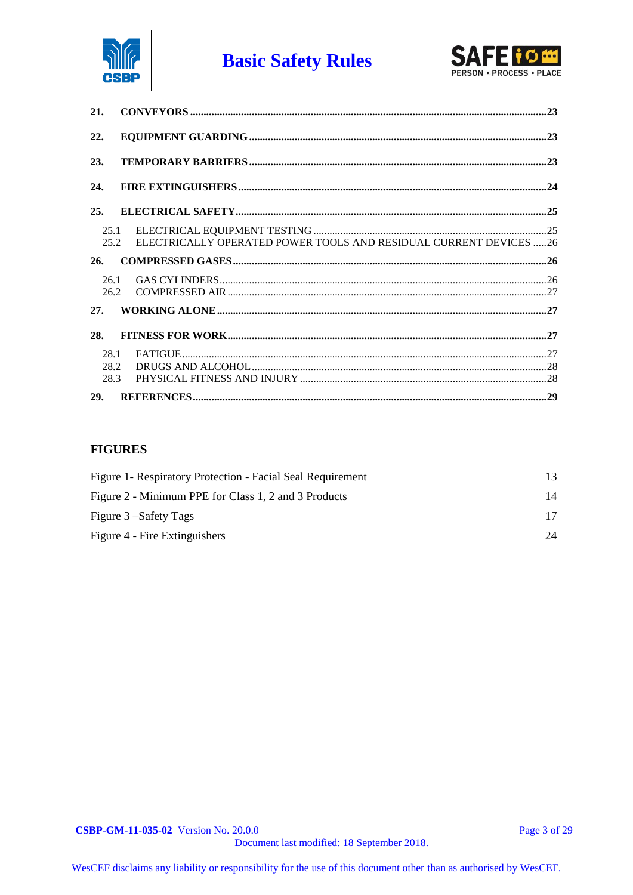**21. CONVEYORS** .......... **23**

**22. EQUIPMENT GUARDING** .......... **23**

**23. TEMPORARY BARRIERS** .......... **23**

**24. FIRE EXTINGUISHERS** .......... **24**

**25. ELECTRICAL SAFETY** .......... **25**

- 25.1 ELECTRICAL EQUIPMENT TESTING .......... 25
- 25.2 ELECTRICALLY OPERATED POWER TOOLS AND RESIDUAL CURRENT DEVICES .......... 26

**26. COMPRESSED GASES** .......... **26**

- 26.1 GAS CYLINDERS .......... 26
- 26.2 COMPRESSED AIR .......... 27

**27. WORKING ALONE** .......... **27**

**28. FITNESS FOR WORK** .......... **27**

- 28.1 FATIGUE .......... 27
- 28.2 DRUGS AND ALCOHOL .......... 28
- 28.3 PHYSICAL FITNESS AND INJURY .......... 28

**29. REFERENCES** .......... **29**

## FIGURES

| | |
|---|---|
| Figure 1- Respiratory Protection - Facial Seal Requirement | 13 |
| Figure 2 - Minimum PPE for Class 1, 2 and 3 Products | 14 |
| Figure 3 –Safety Tags | 17 |
| Figure 4 - Fire Extinguishers | 24 |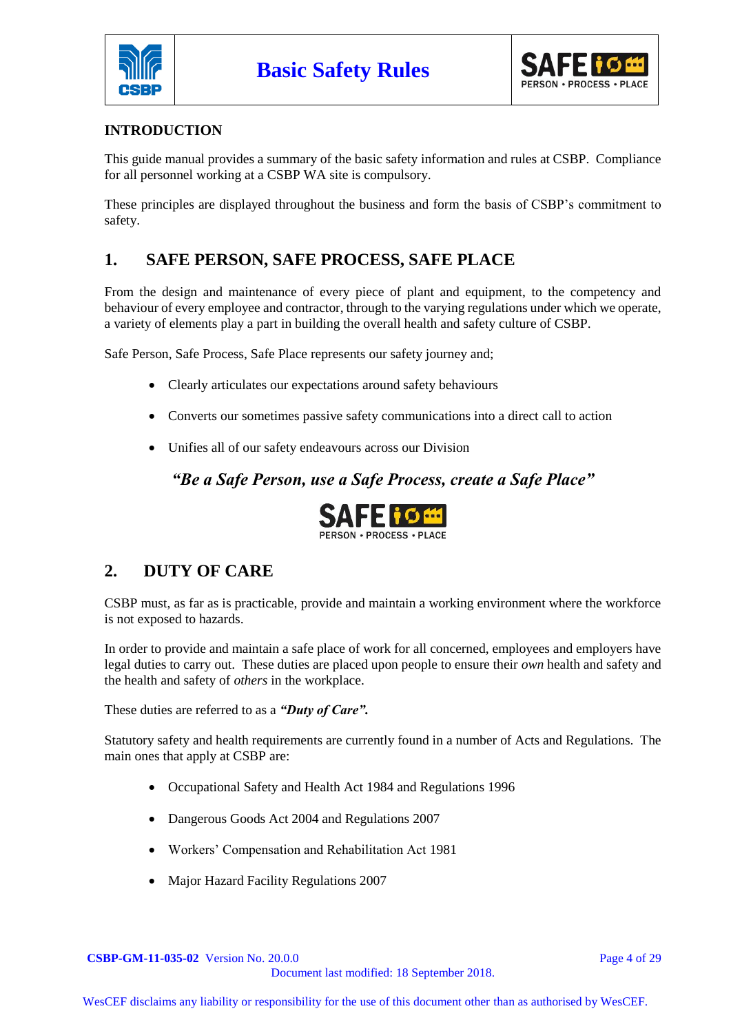## INTRODUCTION

This guide manual provides a summary of the basic safety information and rules at CSBP. Compliance for all personnel working at a CSBP WA site is compulsory.

These principles are displayed throughout the business and form the basis of CSBP's commitment to safety.

## 1. SAFE PERSON, SAFE PROCESS, SAFE PLACE

From the design and maintenance of every piece of plant and equipment, to the competency and behaviour of every employee and contractor, through to the varying regulations under which we operate, a variety of elements play a part in building the overall health and safety culture of CSBP.

Safe Person, Safe Process, Safe Place represents our safety journey and;

- Clearly articulates our expectations around safety behaviours
- Converts our sometimes passive safety communications into a direct call to action
- Unifies all of our safety endeavours across our Division

***"Be a Safe Person, use a Safe Process, create a Safe Place"***

SAFE
PERSON • PROCESS • PLACE

## 2. DUTY OF CARE

CSBP must, as far as is practicable, provide and maintain a working environment where the workforce is not exposed to hazards.

In order to provide and maintain a safe place of work for all concerned, employees and employers have legal duties to carry out. These duties are placed upon people to ensure their *own* health and safety and the health and safety of *others* in the workplace.

These duties are referred to as a ***"Duty of Care".***

Statutory safety and health requirements are currently found in a number of Acts and Regulations. The main ones that apply at CSBP are:

- Occupational Safety and Health Act 1984 and Regulations 1996
- Dangerous Goods Act 2004 and Regulations 2007
- Workers' Compensation and Rehabilitation Act 1981
- Major Hazard Facility Regulations 2007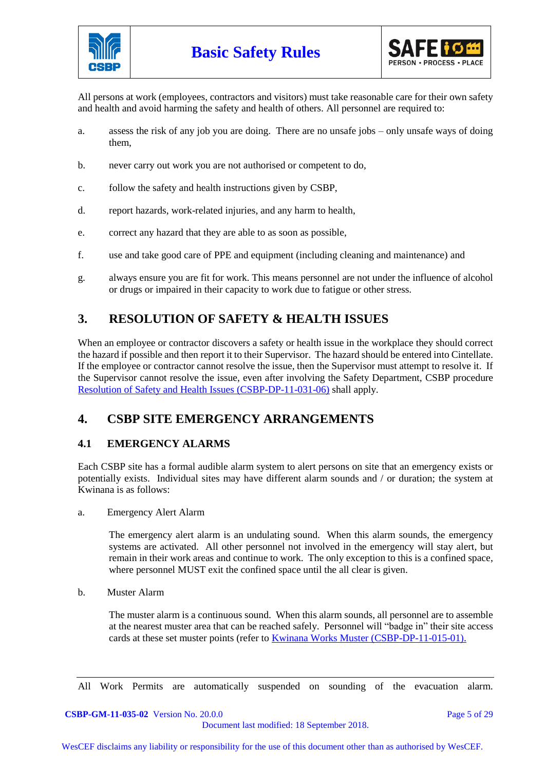All persons at work (employees, contractors and visitors) must take reasonable care for their own safety and health and avoid harming the safety and health of others. All personnel are required to:

a. assess the risk of any job you are doing. There are no unsafe jobs – only unsafe ways of doing them,

b. never carry out work you are not authorised or competent to do,

c. follow the safety and health instructions given by CSBP,

d. report hazards, work-related injuries, and any harm to health,

e. correct any hazard that they are able to as soon as possible,

f. use and take good care of PPE and equipment (including cleaning and maintenance) and

g. always ensure you are fit for work. This means personnel are not under the influence of alcohol or drugs or impaired in their capacity to work due to fatigue or other stress.

## 3. RESOLUTION OF SAFETY & HEALTH ISSUES

When an employee or contractor discovers a safety or health issue in the workplace they should correct the hazard if possible and then report it to their Supervisor. The hazard should be entered into Cintellate. If the employee or contractor cannot resolve the issue, then the Supervisor must attempt to resolve it. If the Supervisor cannot resolve the issue, even after involving the Safety Department, CSBP procedure Resolution of Safety and Health Issues (CSBP-DP-11-031-06) shall apply.

## 4. CSBP SITE EMERGENCY ARRANGEMENTS

### 4.1 EMERGENCY ALARMS

Each CSBP site has a formal audible alarm system to alert persons on site that an emergency exists or potentially exists. Individual sites may have different alarm sounds and / or duration; the system at Kwinana is as follows:

a. Emergency Alert Alarm

The emergency alert alarm is an undulating sound. When this alarm sounds, the emergency systems are activated. All other personnel not involved in the emergency will stay alert, but remain in their work areas and continue to work. The only exception to this is a confined space, where personnel MUST exit the confined space until the all clear is given.

b. Muster Alarm

The muster alarm is a continuous sound. When this alarm sounds, all personnel are to assemble at the nearest muster area that can be reached safely. Personnel will "badge in" their site access cards at these set muster points (refer to Kwinana Works Muster (CSBP-DP-11-015-01).

All Work Permits are automatically suspended on sounding of the evacuation alarm.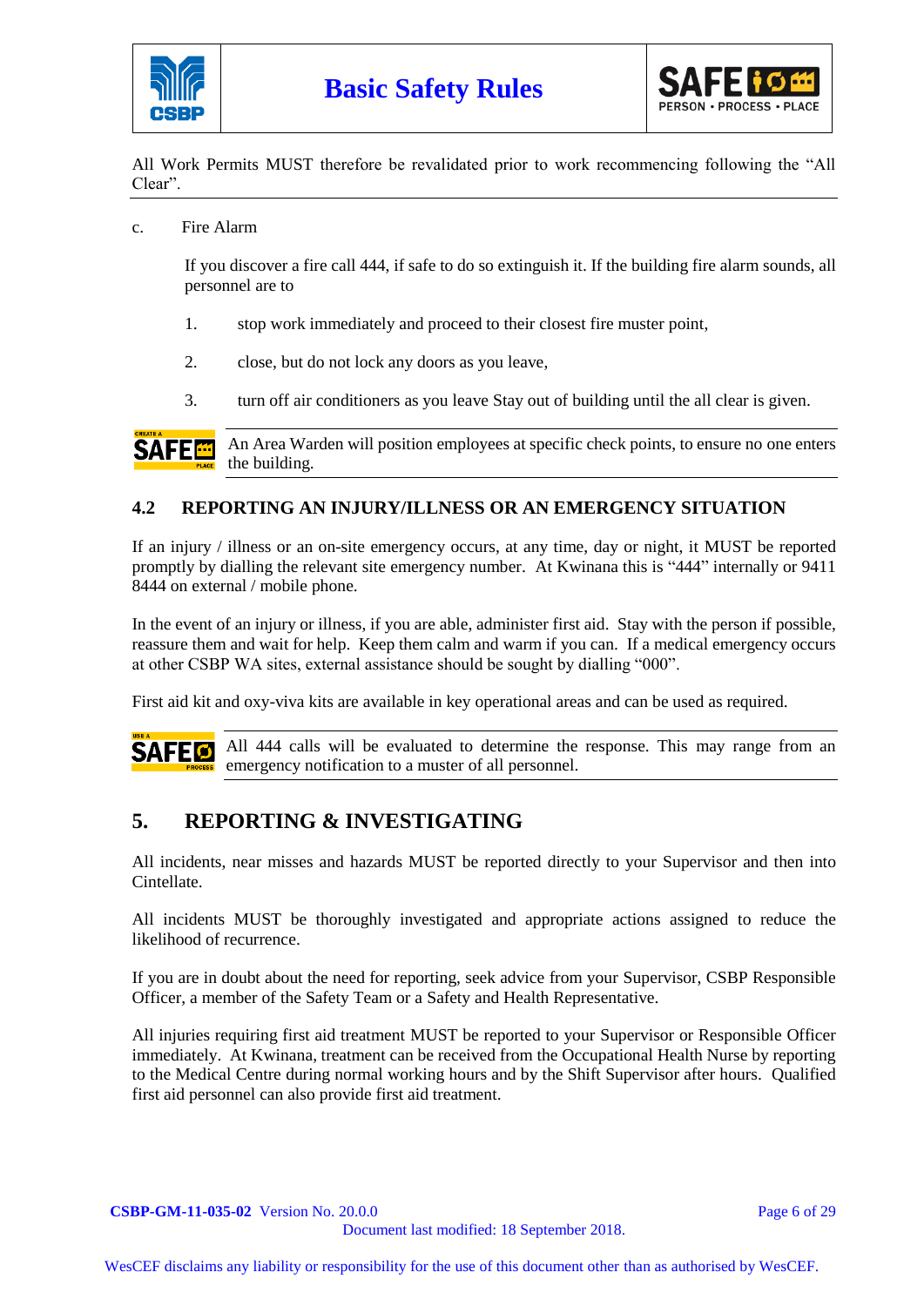All Work Permits MUST therefore be revalidated prior to work recommencing following the "All Clear".

c. Fire Alarm

If you discover a fire call 444, if safe to do so extinguish it. If the building fire alarm sounds, all personnel are to

1. stop work immediately and proceed to their closest fire muster point,
2. close, but do not lock any doors as you leave,
3. turn off air conditioners as you leave Stay out of building until the all clear is given.

An Area Warden will position employees at specific check points, to ensure no one enters the building.

### 4.2 REPORTING AN INJURY/ILLNESS OR AN EMERGENCY SITUATION

If an injury / illness or an on-site emergency occurs, at any time, day or night, it MUST be reported promptly by dialling the relevant site emergency number. At Kwinana this is "444" internally or 9411 8444 on external / mobile phone.

In the event of an injury or illness, if you are able, administer first aid. Stay with the person if possible, reassure them and wait for help. Keep them calm and warm if you can. If a medical emergency occurs at other CSBP WA sites, external assistance should be sought by dialling "000".

First aid kit and oxy-viva kits are available in key operational areas and can be used as required.

All 444 calls will be evaluated to determine the response. This may range from an emergency notification to a muster of all personnel.

## 5. REPORTING & INVESTIGATING

All incidents, near misses and hazards MUST be reported directly to your Supervisor and then into Cintellate.

All incidents MUST be thoroughly investigated and appropriate actions assigned to reduce the likelihood of recurrence.

If you are in doubt about the need for reporting, seek advice from your Supervisor, CSBP Responsible Officer, a member of the Safety Team or a Safety and Health Representative.

All injuries requiring first aid treatment MUST be reported to your Supervisor or Responsible Officer immediately. At Kwinana, treatment can be received from the Occupational Health Nurse by reporting to the Medical Centre during normal working hours and by the Shift Supervisor after hours. Qualified first aid personnel can also provide first aid treatment.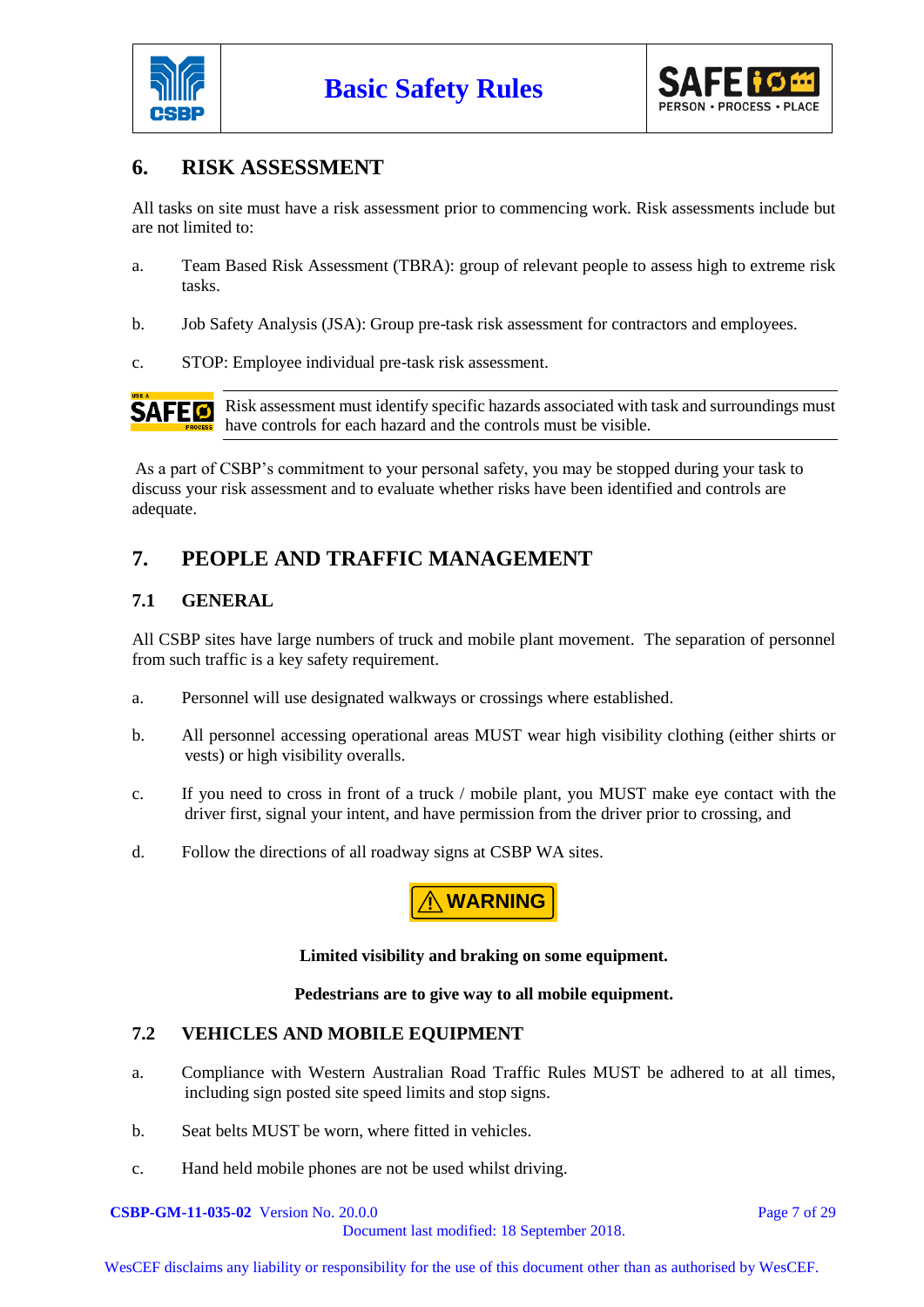## 6. RISK ASSESSMENT

All tasks on site must have a risk assessment prior to commencing work. Risk assessments include but are not limited to:

a. Team Based Risk Assessment (TBRA): group of relevant people to assess high to extreme risk tasks.

b. Job Safety Analysis (JSA): Group pre-task risk assessment for contractors and employees.

c. STOP: Employee individual pre-task risk assessment.

> **USE A SAFE PROCESS** Risk assessment must identify specific hazards associated with task and surroundings must have controls for each hazard and the controls must be visible.

As a part of CSBP's commitment to your personal safety, you may be stopped during your task to discuss your risk assessment and to evaluate whether risks have been identified and controls are adequate.

## 7. PEOPLE AND TRAFFIC MANAGEMENT

### 7.1 GENERAL

All CSBP sites have large numbers of truck and mobile plant movement. The separation of personnel from such traffic is a key safety requirement.

a. Personnel will use designated walkways or crossings where established.

b. All personnel accessing operational areas MUST wear high visibility clothing (either shirts or vests) or high visibility overalls.

c. If you need to cross in front of a truck / mobile plant, you MUST make eye contact with the driver first, signal your intent, and have permission from the driver prior to crossing, and

d. Follow the directions of all roadway signs at CSBP WA sites.

**⚠ WARNING**

**Limited visibility and braking on some equipment.**

**Pedestrians are to give way to all mobile equipment.**

### 7.2 VEHICLES AND MOBILE EQUIPMENT

a. Compliance with Western Australian Road Traffic Rules MUST be adhered to at all times, including sign posted site speed limits and stop signs.

b. Seat belts MUST be worn, where fitted in vehicles.

c. Hand held mobile phones are not be used whilst driving.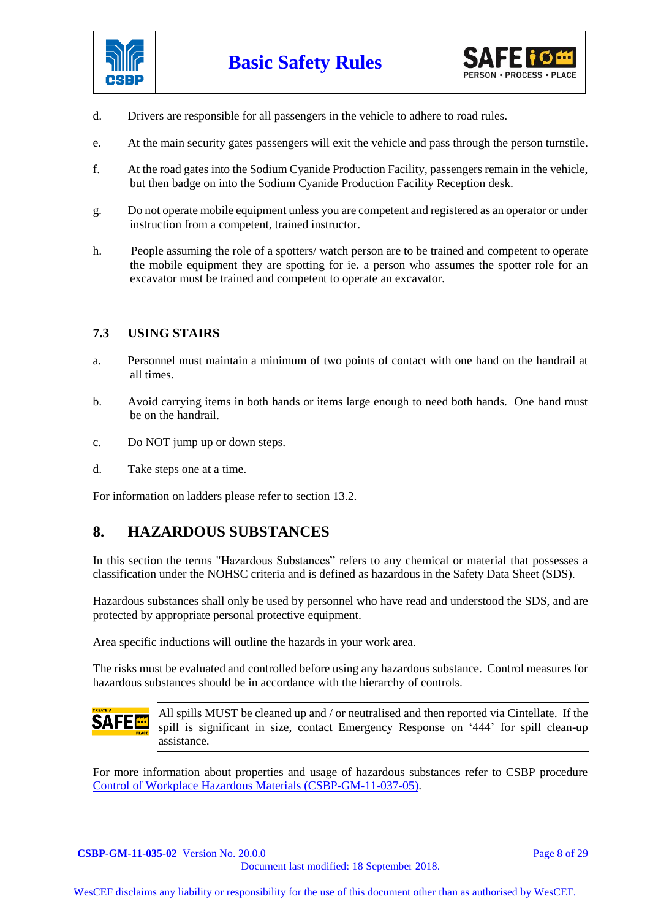d. Drivers are responsible for all passengers in the vehicle to adhere to road rules.

e. At the main security gates passengers will exit the vehicle and pass through the person turnstile.

f. At the road gates into the Sodium Cyanide Production Facility, passengers remain in the vehicle, but then badge on into the Sodium Cyanide Production Facility Reception desk.

g. Do not operate mobile equipment unless you are competent and registered as an operator or under instruction from a competent, trained instructor.

h. People assuming the role of a spotters/ watch person are to be trained and competent to operate the mobile equipment they are spotting for ie. a person who assumes the spotter role for an excavator must be trained and competent to operate an excavator.

### 7.3 USING STAIRS

a. Personnel must maintain a minimum of two points of contact with one hand on the handrail at all times.

b. Avoid carrying items in both hands or items large enough to need both hands. One hand must be on the handrail.

c. Do NOT jump up or down steps.

d. Take steps one at a time.

For information on ladders please refer to section 13.2.

## 8. HAZARDOUS SUBSTANCES

In this section the terms "Hazardous Substances" refers to any chemical or material that possesses a classification under the NOHSC criteria and is defined as hazardous in the Safety Data Sheet (SDS).

Hazardous substances shall only be used by personnel who have read and understood the SDS, and are protected by appropriate personal protective equipment.

Area specific inductions will outline the hazards in your work area.

The risks must be evaluated and controlled before using any hazardous substance. Control measures for hazardous substances should be in accordance with the hierarchy of controls.

All spills MUST be cleaned up and / or neutralised and then reported via Cintellate. If the spill is significant in size, contact Emergency Response on '444' for spill clean-up assistance.

For more information about properties and usage of hazardous substances refer to CSBP procedure Control of Workplace Hazardous Materials (CSBP-GM-11-037-05).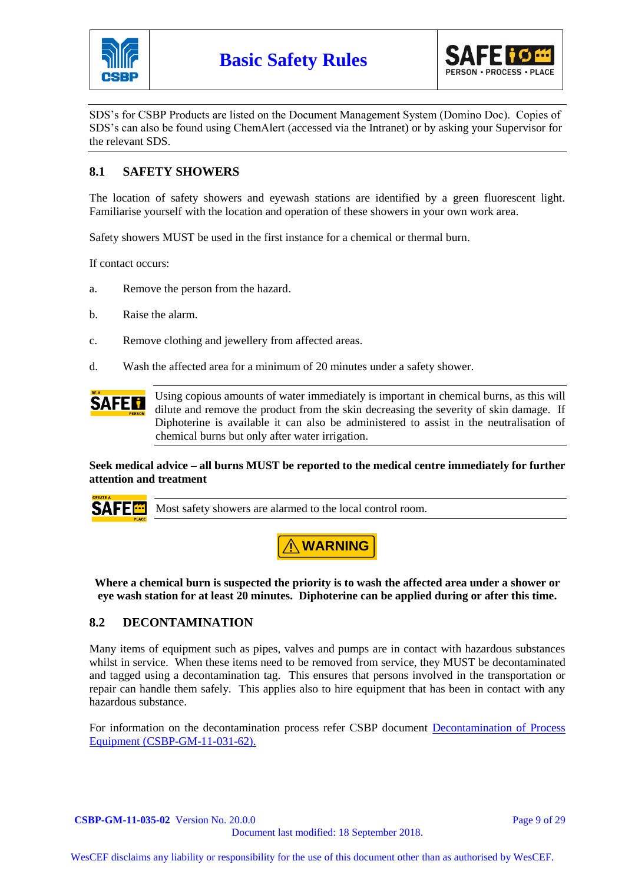SDS's for CSBP Products are listed on the Document Management System (Domino Doc). Copies of SDS's can also be found using ChemAlert (accessed via the Intranet) or by asking your Supervisor for the relevant SDS.

## 8.1 SAFETY SHOWERS

The location of safety showers and eyewash stations are identified by a green fluorescent light. Familiarise yourself with the location and operation of these showers in your own work area.

Safety showers MUST be used in the first instance for a chemical or thermal burn.

If contact occurs:

a. Remove the person from the hazard.

b. Raise the alarm.

c. Remove clothing and jewellery from affected areas.

d. Wash the affected area for a minimum of 20 minutes under a safety shower.

Using copious amounts of water immediately is important in chemical burns, as this will dilute and remove the product from the skin decreasing the severity of skin damage. If Diphoterine is available it can also be administered to assist in the neutralisation of chemical burns but only after water irrigation.

**Seek medical advice – all burns MUST be reported to the medical centre immediately for further attention and treatment**

Most safety showers are alarmed to the local control room.

**WARNING**

**Where a chemical burn is suspected the priority is to wash the affected area under a shower or eye wash station for at least 20 minutes. Diphoterine can be applied during or after this time.**

## 8.2 DECONTAMINATION

Many items of equipment such as pipes, valves and pumps are in contact with hazardous substances whilst in service. When these items need to be removed from service, they MUST be decontaminated and tagged using a decontamination tag. This ensures that persons involved in the transportation or repair can handle them safely. This applies also to hire equipment that has been in contact with any hazardous substance.

For information on the decontamination process refer CSBP document Decontamination of Process Equipment (CSBP-GM-11-031-62).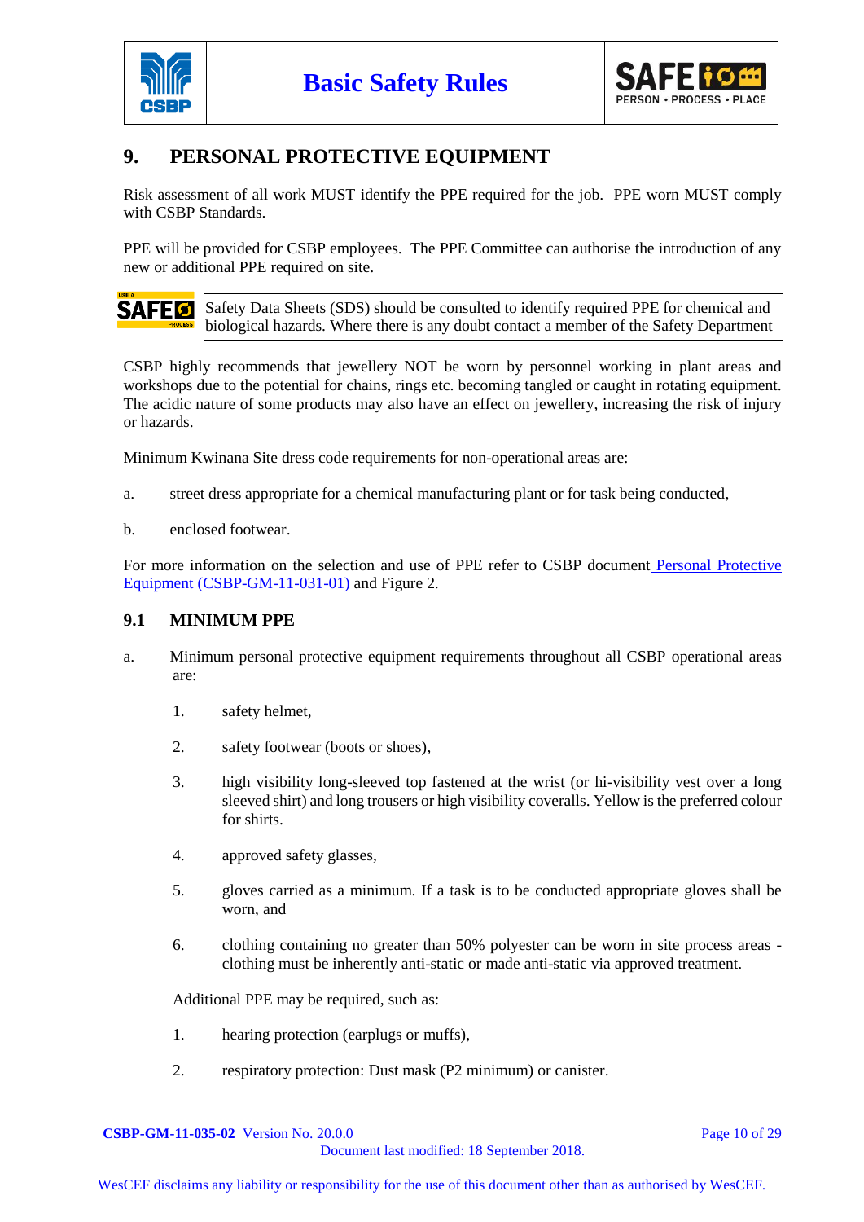## 9. PERSONAL PROTECTIVE EQUIPMENT

Risk assessment of all work MUST identify the PPE required for the job. PPE worn MUST comply with CSBP Standards.

PPE will be provided for CSBP employees. The PPE Committee can authorise the introduction of any new or additional PPE required on site.

Safety Data Sheets (SDS) should be consulted to identify required PPE for chemical and biological hazards. Where there is any doubt contact a member of the Safety Department

CSBP highly recommends that jewellery NOT be worn by personnel working in plant areas and workshops due to the potential for chains, rings etc. becoming tangled or caught in rotating equipment. The acidic nature of some products may also have an effect on jewellery, increasing the risk of injury or hazards.

Minimum Kwinana Site dress code requirements for non-operational areas are:

a. street dress appropriate for a chemical manufacturing plant or for task being conducted,

b. enclosed footwear.

For more information on the selection and use of PPE refer to CSBP document Personal Protective Equipment (CSBP-GM-11-031-01) and Figure 2.

### 9.1 MINIMUM PPE

a. Minimum personal protective equipment requirements throughout all CSBP operational areas are:

   1. safety helmet,

   2. safety footwear (boots or shoes),

   3. high visibility long-sleeved top fastened at the wrist (or hi-visibility vest over a long sleeved shirt) and long trousers or high visibility coveralls. Yellow is the preferred colour for shirts.

   4. approved safety glasses,

   5. gloves carried as a minimum. If a task is to be conducted appropriate gloves shall be worn, and

   6. clothing containing no greater than 50% polyester can be worn in site process areas - clothing must be inherently anti-static or made anti-static via approved treatment.

   Additional PPE may be required, such as:

   1. hearing protection (earplugs or muffs),

   2. respiratory protection: Dust mask (P2 minimum) or canister.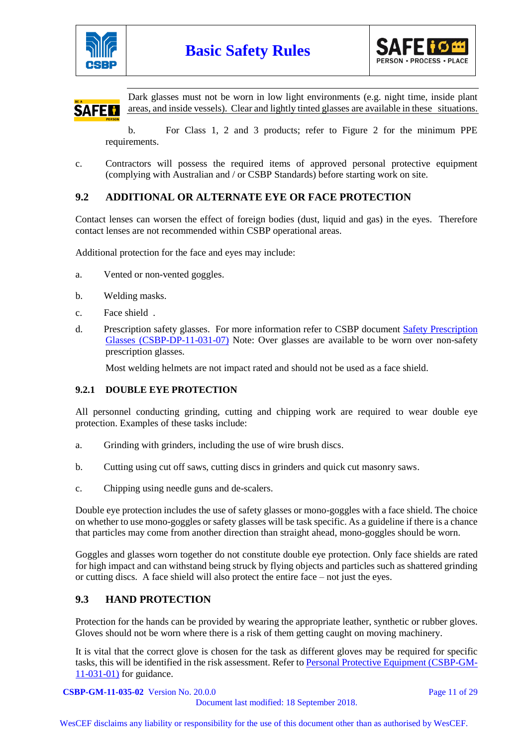Dark glasses must not be worn in low light environments (e.g. night time, inside plant areas, and inside vessels). Clear and lightly tinted glasses are available in these situations.

b. For Class 1, 2 and 3 products; refer to Figure 2 for the minimum PPE requirements.

c. Contractors will possess the required items of approved personal protective equipment (complying with Australian and / or CSBP Standards) before starting work on site.

## 9.2 ADDITIONAL OR ALTERNATE EYE OR FACE PROTECTION

Contact lenses can worsen the effect of foreign bodies (dust, liquid and gas) in the eyes. Therefore contact lenses are not recommended within CSBP operational areas.

Additional protection for the face and eyes may include:

a. Vented or non-vented goggles.

b. Welding masks.

c. Face shield .

d. Prescription safety glasses. For more information refer to CSBP document Safety Prescription Glasses (CSBP-DP-11-031-07) Note: Over glasses are available to be worn over non-safety prescription glasses.

Most welding helmets are not impact rated and should not be used as a face shield.

### 9.2.1 DOUBLE EYE PROTECTION

All personnel conducting grinding, cutting and chipping work are required to wear double eye protection. Examples of these tasks include:

a. Grinding with grinders, including the use of wire brush discs.

b. Cutting using cut off saws, cutting discs in grinders and quick cut masonry saws.

c. Chipping using needle guns and de-scalers.

Double eye protection includes the use of safety glasses or mono-goggles with a face shield. The choice on whether to use mono-goggles or safety glasses will be task specific. As a guideline if there is a chance that particles may come from another direction than straight ahead, mono-goggles should be worn.

Goggles and glasses worn together do not constitute double eye protection. Only face shields are rated for high impact and can withstand being struck by flying objects and particles such as shattered grinding or cutting discs. A face shield will also protect the entire face – not just the eyes.

## 9.3 HAND PROTECTION

Protection for the hands can be provided by wearing the appropriate leather, synthetic or rubber gloves. Gloves should not be worn where there is a risk of them getting caught on moving machinery.

It is vital that the correct glove is chosen for the task as different gloves may be required for specific tasks, this will be identified in the risk assessment. Refer to Personal Protective Equipment (CSBP-GM-11-031-01) for guidance.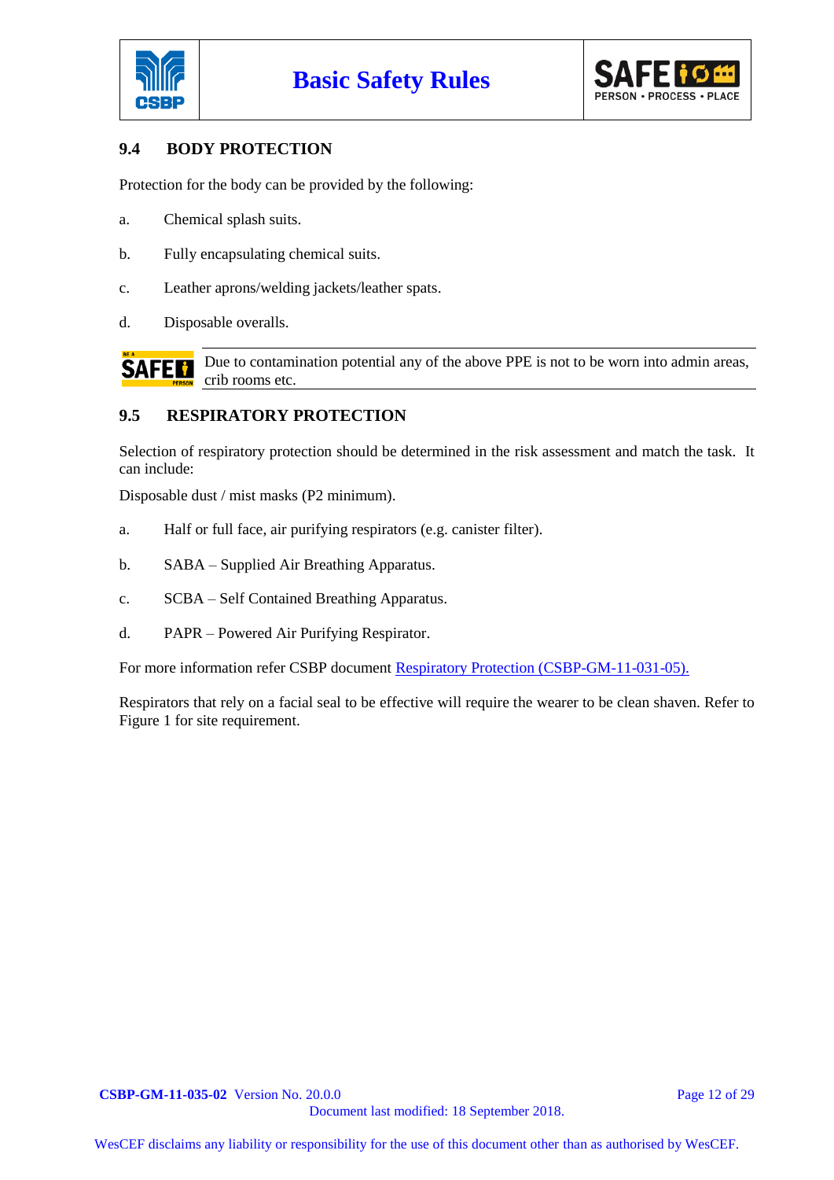### 9.4 BODY PROTECTION

Protection for the body can be provided by the following:

a. Chemical splash suits.

b. Fully encapsulating chemical suits.

c. Leather aprons/welding jackets/leather spats.

d. Disposable overalls.

Due to contamination potential any of the above PPE is not to be worn into admin areas, crib rooms etc.

### 9.5 RESPIRATORY PROTECTION

Selection of respiratory protection should be determined in the risk assessment and match the task. It can include:

Disposable dust / mist masks (P2 minimum).

a. Half or full face, air purifying respirators (e.g. canister filter).

b. SABA – Supplied Air Breathing Apparatus.

c. SCBA – Self Contained Breathing Apparatus.

d. PAPR – Powered Air Purifying Respirator.

For more information refer CSBP document Respiratory Protection (CSBP-GM-11-031-05).

Respirators that rely on a facial seal to be effective will require the wearer to be clean shaven. Refer to Figure 1 for site requirement.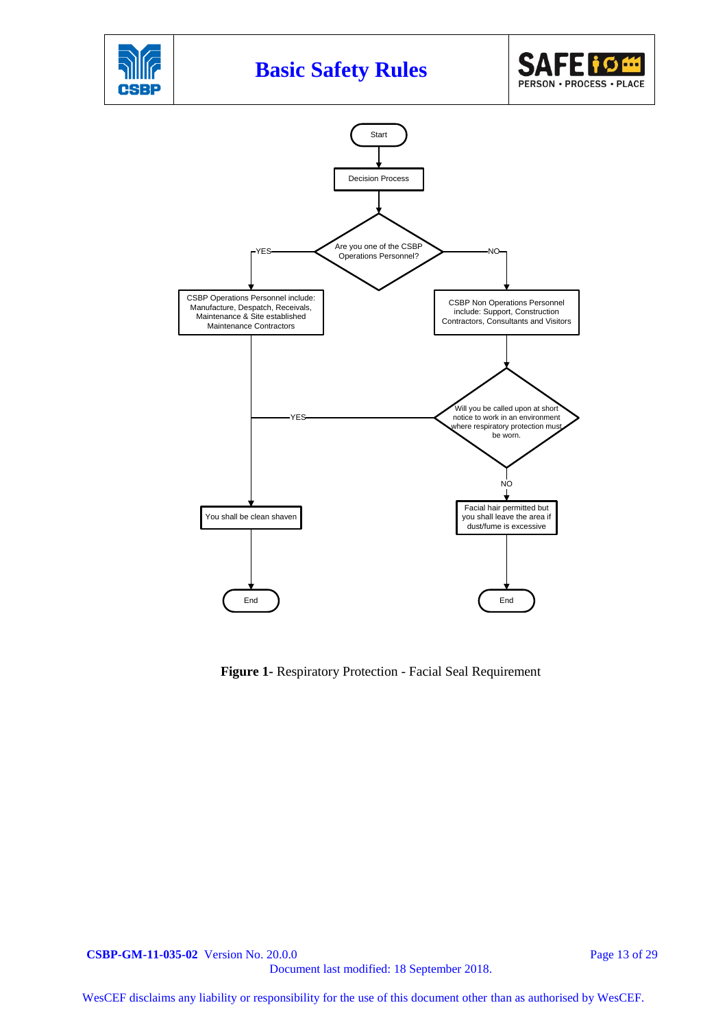Start

Decision Process

Are you one of the CSBP Operations Personnel?

YES → CSBP Operations Personnel include: Manufacture, Despatch, Receivals, Maintenance & Site established Maintenance Contractors → You shall be clean shaven → End

NO → CSBP Non Operations Personnel include: Support, Construction Contractors, Consultants and Visitors → Will you be called upon at short notice to work in an environment where respiratory protection must be worn.

- YES → You shall be clean shaven → End
- NO → Facial hair permitted but you shall leave the area if dust/fume is excessive → End

**Figure 1-** Respiratory Protection - Facial Seal Requirement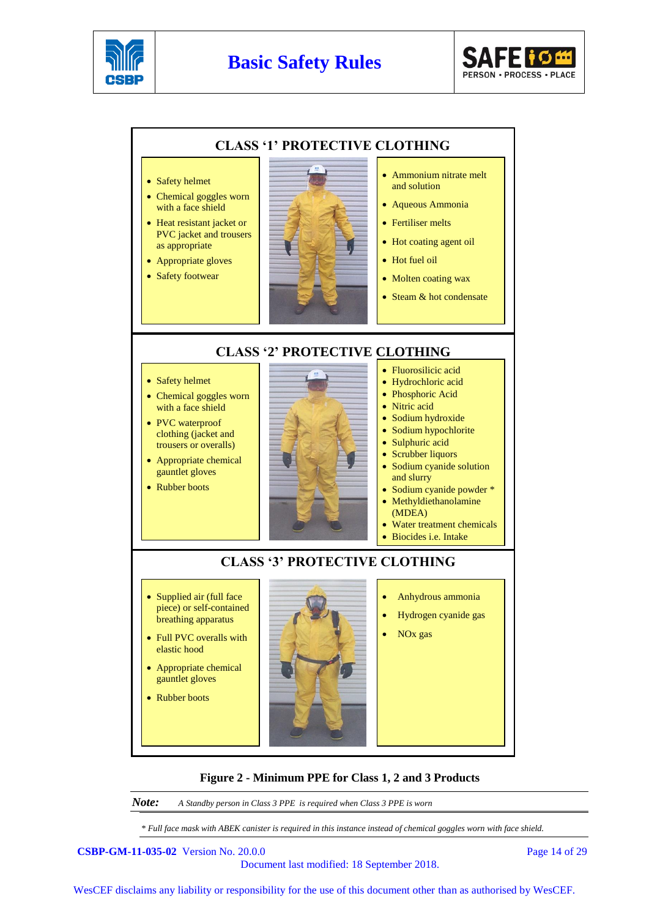## CLASS '1' PROTECTIVE CLOTHING

- Safety helmet
- Chemical goggles worn with a face shield
- Heat resistant jacket or PVC jacket and trousers as appropriate
- Appropriate gloves
- Safety footwear

- Ammonium nitrate melt and solution
- Aqueous Ammonia
- Fertiliser melts
- Hot coating agent oil
- Hot fuel oil
- Molten coating wax
- Steam & hot condensate

## CLASS '2' PROTECTIVE CLOTHING

- Safety helmet
- Chemical goggles worn with a face shield
- PVC waterproof clothing (jacket and trousers or overalls)
- Appropriate chemical gauntlet gloves
- Rubber boots

- Fluorosilicic acid
- Hydrochloric acid
- Phosphoric Acid
- Nitric acid
- Sodium hydroxide
- Sodium hypochlorite
- Sulphuric acid
- Scrubber liquors
- Sodium cyanide solution and slurry
- Sodium cyanide powder *
- Methyldiethanolamine (MDEA)
- Water treatment chemicals
- Biocides i.e. Intake

## CLASS '3' PROTECTIVE CLOTHING

- Supplied air (full face piece) or self-contained breathing apparatus
- Full PVC overalls with elastic hood
- Appropriate chemical gauntlet gloves
- Rubber boots

- Anhydrous ammonia
- Hydrogen cyanide gas
- NOx gas

**Figure 2 - Minimum PPE for Class 1, 2 and 3 Products**

***Note:*** *A Standby person in Class 3 PPE is required when Class 3 PPE is worn*

*\* Full face mask with ABEK canister is required in this instance instead of chemical goggles worn with face shield.*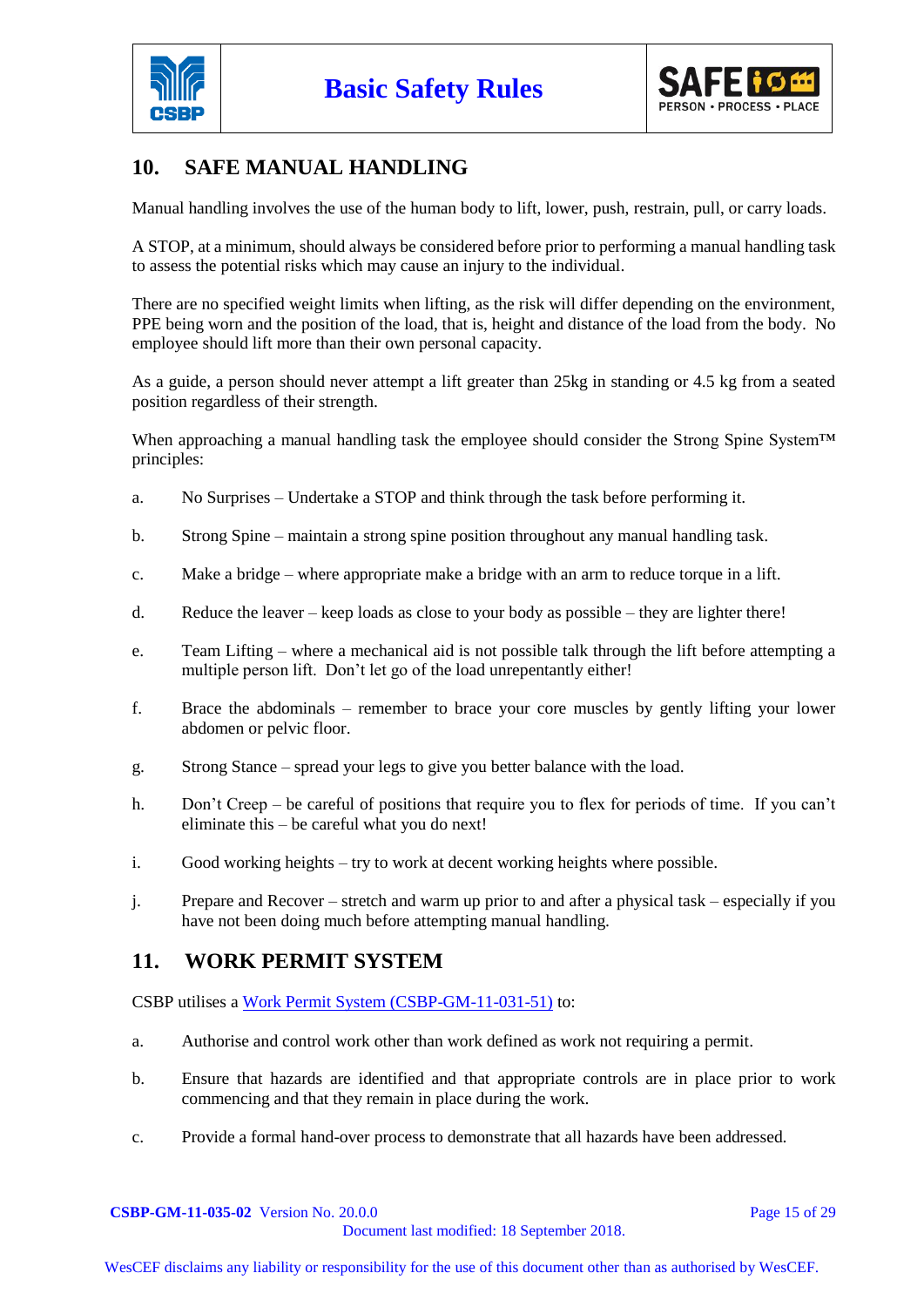## 10. SAFE MANUAL HANDLING

Manual handling involves the use of the human body to lift, lower, push, restrain, pull, or carry loads.

A STOP, at a minimum, should always be considered before prior to performing a manual handling task to assess the potential risks which may cause an injury to the individual.

There are no specified weight limits when lifting, as the risk will differ depending on the environment, PPE being worn and the position of the load, that is, height and distance of the load from the body. No employee should lift more than their own personal capacity.

As a guide, a person should never attempt a lift greater than 25kg in standing or 4.5 kg from a seated position regardless of their strength.

When approaching a manual handling task the employee should consider the Strong Spine System™ principles:

a. No Surprises – Undertake a STOP and think through the task before performing it.

b. Strong Spine – maintain a strong spine position throughout any manual handling task.

c. Make a bridge – where appropriate make a bridge with an arm to reduce torque in a lift.

d. Reduce the leaver – keep loads as close to your body as possible – they are lighter there!

e. Team Lifting – where a mechanical aid is not possible talk through the lift before attempting a multiple person lift. Don't let go of the load unrepentantly either!

f. Brace the abdominals – remember to brace your core muscles by gently lifting your lower abdomen or pelvic floor.

g. Strong Stance – spread your legs to give you better balance with the load.

h. Don't Creep – be careful of positions that require you to flex for periods of time. If you can't eliminate this – be careful what you do next!

i. Good working heights – try to work at decent working heights where possible.

j. Prepare and Recover – stretch and warm up prior to and after a physical task – especially if you have not been doing much before attempting manual handling.

## 11. WORK PERMIT SYSTEM

CSBP utilises a Work Permit System (CSBP-GM-11-031-51) to:

a. Authorise and control work other than work defined as work not requiring a permit.

b. Ensure that hazards are identified and that appropriate controls are in place prior to work commencing and that they remain in place during the work.

c. Provide a formal hand-over process to demonstrate that all hazards have been addressed.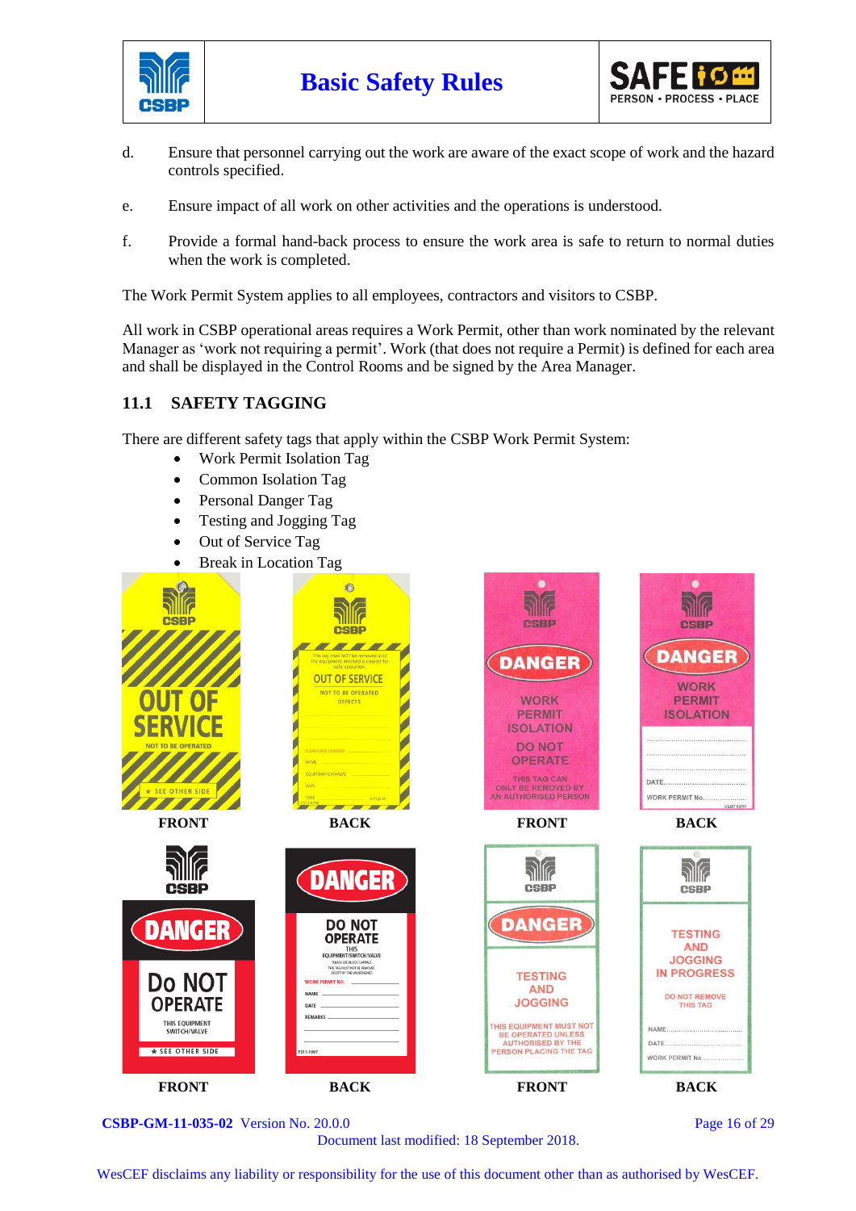d. Ensure that personnel carrying out the work are aware of the exact scope of work and the hazard controls specified.

e. Ensure impact of all work on other activities and the operations is understood.

f. Provide a formal hand-back process to ensure the work area is safe to return to normal duties when the work is completed.

The Work Permit System applies to all employees, contractors and visitors to CSBP.

All work in CSBP operational areas requires a Work Permit, other than work nominated by the relevant Manager as 'work not requiring a permit'. Work (that does not require a Permit) is defined for each area and shall be displayed in the Control Rooms and be signed by the Area Manager.

## 11.1 SAFETY TAGGING

There are different safety tags that apply within the CSBP Work Permit System:

- Work Permit Isolation Tag
- Common Isolation Tag
- Personal Danger Tag
- Testing and Jogging Tag
- Out of Service Tag
- Break in Location Tag

FRONT BACK FRONT BACK

FRONT BACK FRONT BACK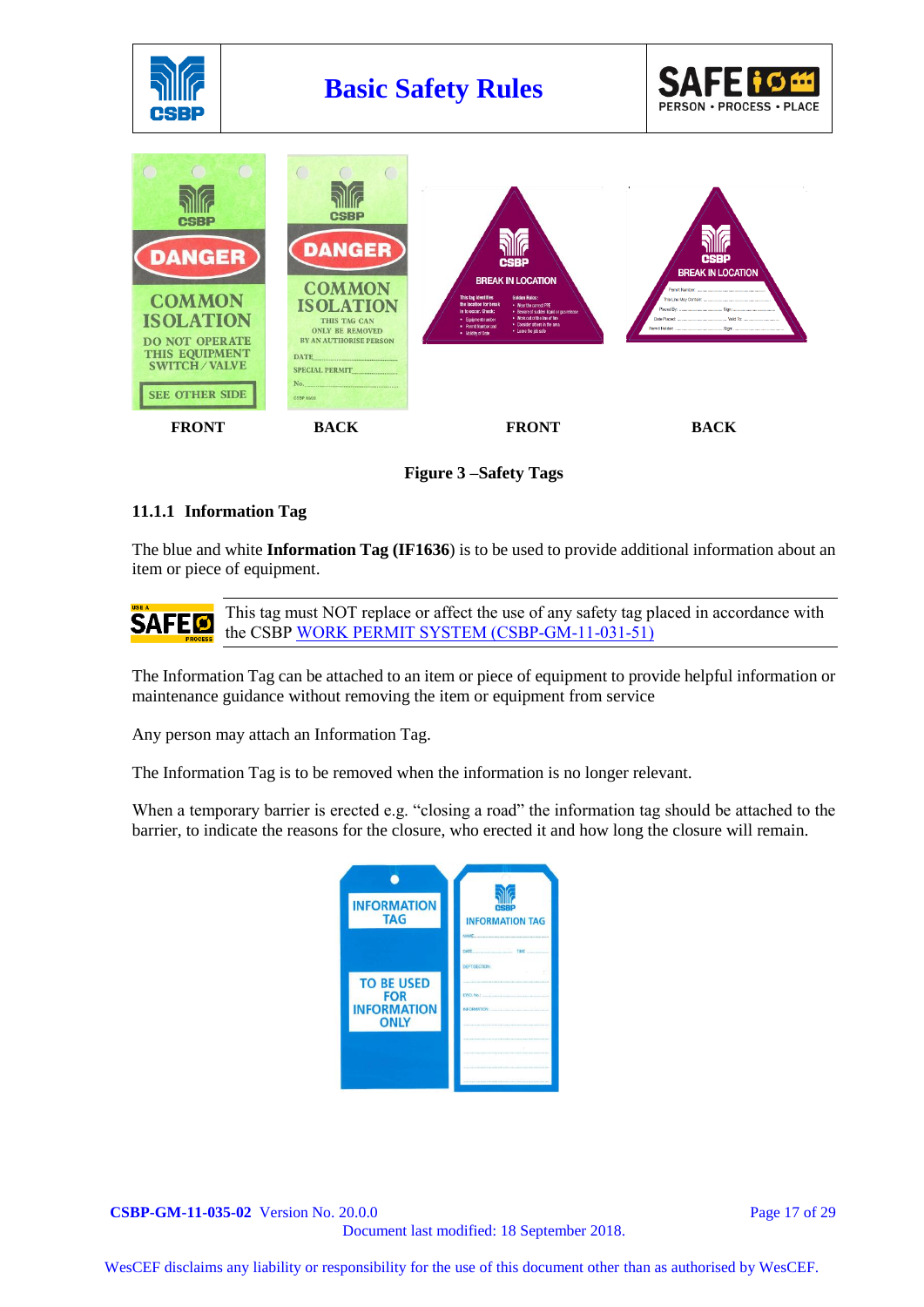FRONT BACK FRONT BACK

**Figure 3 –Safety Tags**

### 11.1.1 Information Tag

The blue and white **Information Tag (IF1636**) is to be used to provide additional information about an item or piece of equipment.

This tag must NOT replace or affect the use of any safety tag placed in accordance with the CSBP WORK PERMIT SYSTEM (CSBP-GM-11-031-51)

The Information Tag can be attached to an item or piece of equipment to provide helpful information or maintenance guidance without removing the item or equipment from service

Any person may attach an Information Tag.

The Information Tag is to be removed when the information is no longer relevant.

When a temporary barrier is erected e.g. "closing a road" the information tag should be attached to the barrier, to indicate the reasons for the closure, who erected it and how long the closure will remain.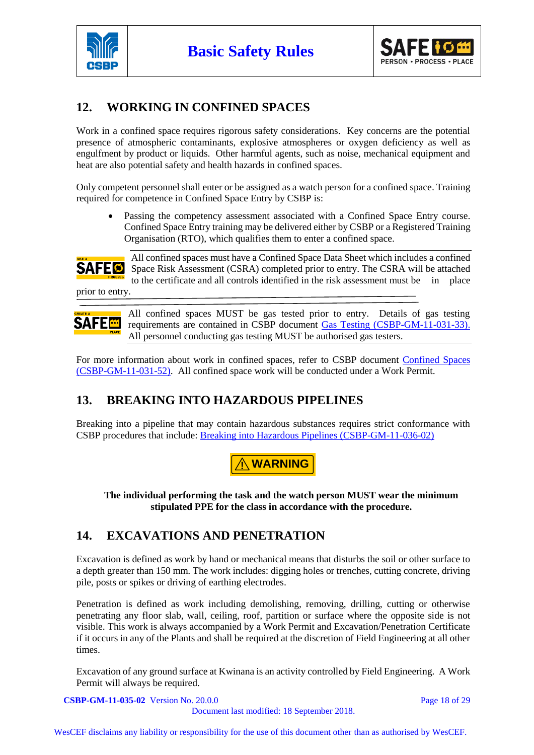## 12. WORKING IN CONFINED SPACES

Work in a confined space requires rigorous safety considerations. Key concerns are the potential presence of atmospheric contaminants, explosive atmospheres or oxygen deficiency as well as engulfment by product or liquids. Other harmful agents, such as noise, mechanical equipment and heat are also potential safety and health hazards in confined spaces.

Only competent personnel shall enter or be assigned as a watch person for a confined space. Training required for competence in Confined Space Entry by CSBP is:

- Passing the competency assessment associated with a Confined Space Entry course. Confined Space Entry training may be delivered either by CSBP or a Registered Training Organisation (RTO), which qualifies them to enter a confined space.

All confined spaces must have a Confined Space Data Sheet which includes a confined Space Risk Assessment (CSRA) completed prior to entry. The CSRA will be attached to the certificate and all controls identified in the risk assessment must be in place prior to entry.

All confined spaces MUST be gas tested prior to entry. Details of gas testing requirements are contained in CSBP document Gas Testing (CSBP-GM-11-031-33). All personnel conducting gas testing MUST be authorised gas testers.

For more information about work in confined spaces, refer to CSBP document Confined Spaces (CSBP-GM-11-031-52). All confined space work will be conducted under a Work Permit.

## 13. BREAKING INTO HAZARDOUS PIPELINES

Breaking into a pipeline that may contain hazardous substances requires strict conformance with CSBP procedures that include: Breaking into Hazardous Pipelines (CSBP-GM-11-036-02)

**⚠ WARNING**

**The individual performing the task and the watch person MUST wear the minimum stipulated PPE for the class in accordance with the procedure.**

## 14. EXCAVATIONS AND PENETRATION

Excavation is defined as work by hand or mechanical means that disturbs the soil or other surface to a depth greater than 150 mm. The work includes: digging holes or trenches, cutting concrete, driving pile, posts or spikes or driving of earthing electrodes.

Penetration is defined as work including demolishing, removing, drilling, cutting or otherwise penetrating any floor slab, wall, ceiling, roof, partition or surface where the opposite side is not visible. This work is always accompanied by a Work Permit and Excavation/Penetration Certificate if it occurs in any of the Plants and shall be required at the discretion of Field Engineering at all other times.

Excavation of any ground surface at Kwinana is an activity controlled by Field Engineering. A Work Permit will always be required.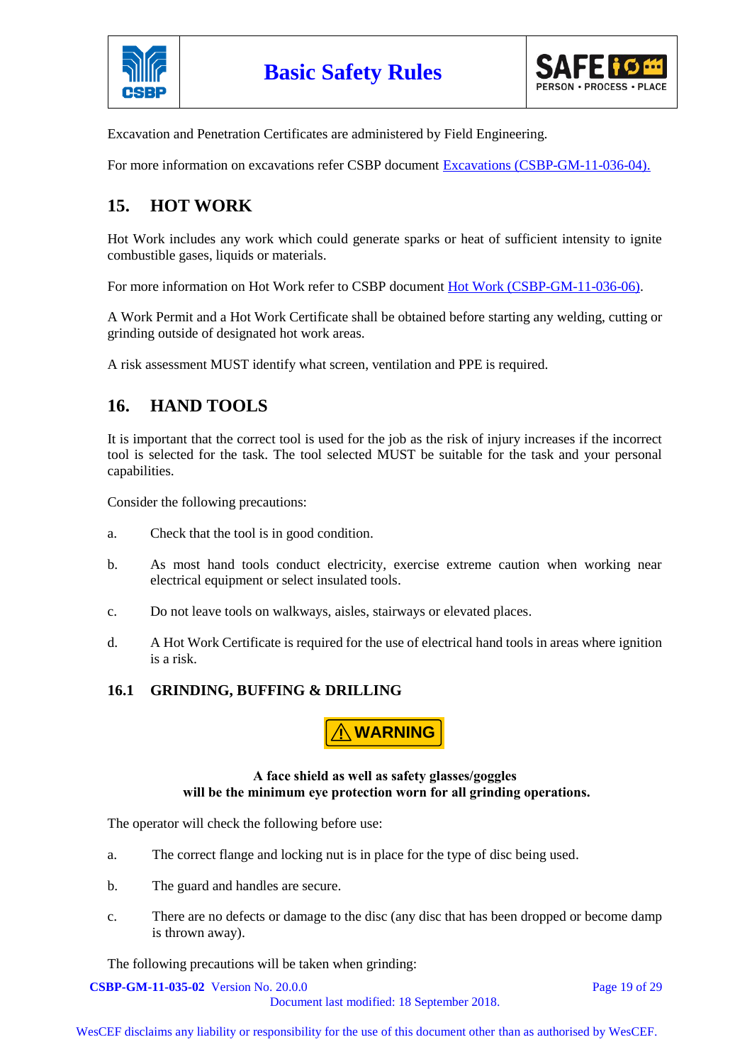Excavation and Penetration Certificates are administered by Field Engineering.

For more information on excavations refer CSBP document Excavations (CSBP-GM-11-036-04).

## 15. HOT WORK

Hot Work includes any work which could generate sparks or heat of sufficient intensity to ignite combustible gases, liquids or materials.

For more information on Hot Work refer to CSBP document Hot Work (CSBP-GM-11-036-06).

A Work Permit and a Hot Work Certificate shall be obtained before starting any welding, cutting or grinding outside of designated hot work areas.

A risk assessment MUST identify what screen, ventilation and PPE is required.

## 16. HAND TOOLS

It is important that the correct tool is used for the job as the risk of injury increases if the incorrect tool is selected for the task. The tool selected MUST be suitable for the task and your personal capabilities.

Consider the following precautions:

a. Check that the tool is in good condition.

b. As most hand tools conduct electricity, exercise extreme caution when working near electrical equipment or select insulated tools.

c. Do not leave tools on walkways, aisles, stairways or elevated places.

d. A Hot Work Certificate is required for the use of electrical hand tools in areas where ignition is a risk.

### 16.1 GRINDING, BUFFING & DRILLING

**⚠ WARNING**

**A face shield as well as safety glasses/goggles will be the minimum eye protection worn for all grinding operations.**

The operator will check the following before use:

a. The correct flange and locking nut is in place for the type of disc being used.

b. The guard and handles are secure.

c. There are no defects or damage to the disc (any disc that has been dropped or become damp is thrown away).

The following precautions will be taken when grinding: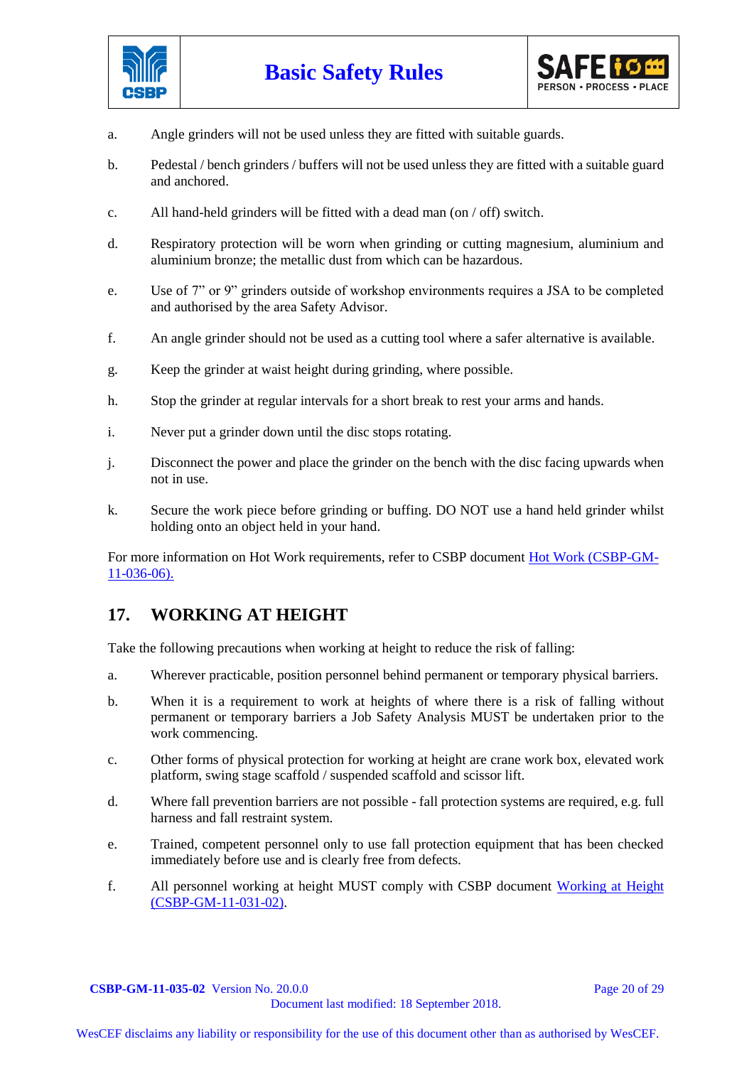a. Angle grinders will not be used unless they are fitted with suitable guards.

b. Pedestal / bench grinders / buffers will not be used unless they are fitted with a suitable guard and anchored.

c. All hand-held grinders will be fitted with a dead man (on / off) switch.

d. Respiratory protection will be worn when grinding or cutting magnesium, aluminium and aluminium bronze; the metallic dust from which can be hazardous.

e. Use of 7" or 9" grinders outside of workshop environments requires a JSA to be completed and authorised by the area Safety Advisor.

f. An angle grinder should not be used as a cutting tool where a safer alternative is available.

g. Keep the grinder at waist height during grinding, where possible.

h. Stop the grinder at regular intervals for a short break to rest your arms and hands.

i. Never put a grinder down until the disc stops rotating.

j. Disconnect the power and place the grinder on the bench with the disc facing upwards when not in use.

k. Secure the work piece before grinding or buffing. DO NOT use a hand held grinder whilst holding onto an object held in your hand.

For more information on Hot Work requirements, refer to CSBP document Hot Work (CSBP-GM-11-036-06).

## 17. WORKING AT HEIGHT

Take the following precautions when working at height to reduce the risk of falling:

a. Wherever practicable, position personnel behind permanent or temporary physical barriers.

b. When it is a requirement to work at heights of where there is a risk of falling without permanent or temporary barriers a Job Safety Analysis MUST be undertaken prior to the work commencing.

c. Other forms of physical protection for working at height are crane work box, elevated work platform, swing stage scaffold / suspended scaffold and scissor lift.

d. Where fall prevention barriers are not possible - fall protection systems are required, e.g. full harness and fall restraint system.

e. Trained, competent personnel only to use fall protection equipment that has been checked immediately before use and is clearly free from defects.

f. All personnel working at height MUST comply with CSBP document Working at Height (CSBP-GM-11-031-02).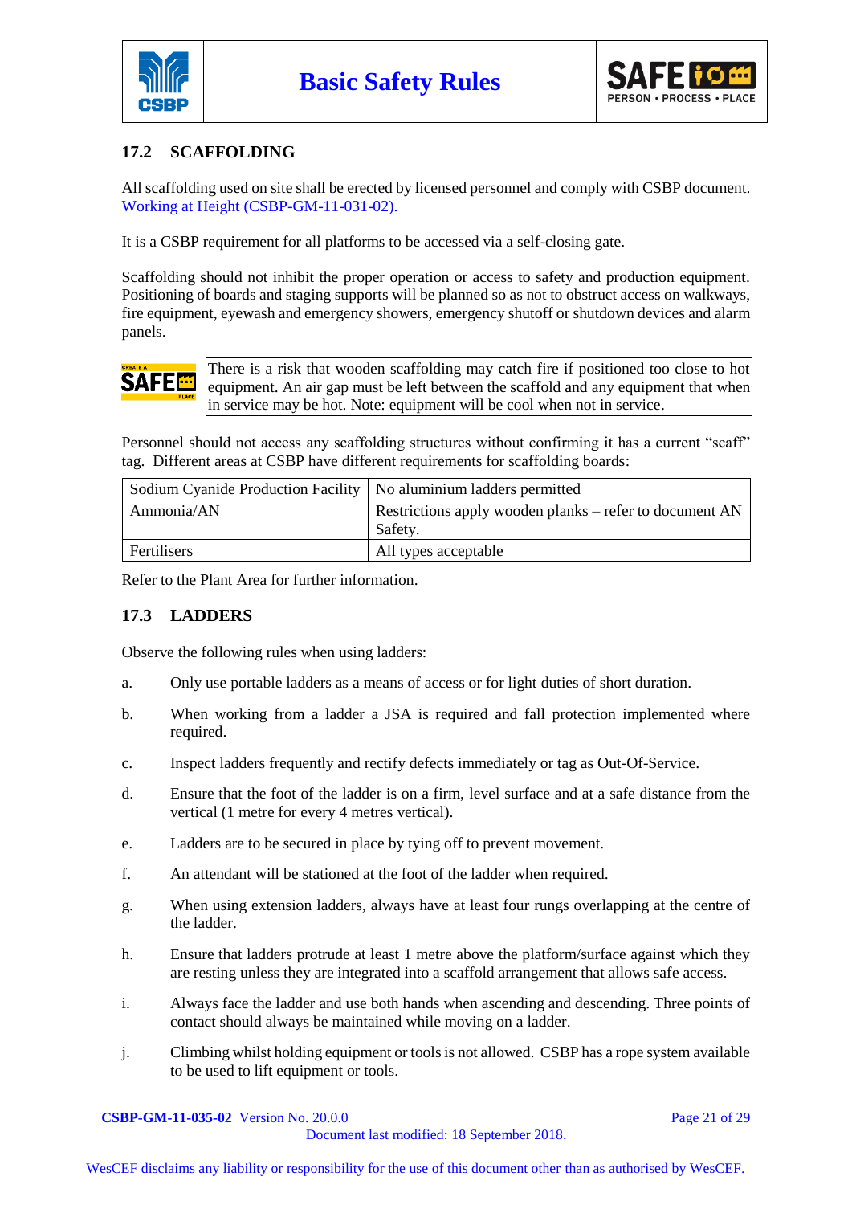## 17.2 SCAFFOLDING

All scaffolding used on site shall be erected by licensed personnel and comply with CSBP document. [Working at Height (CSBP-GM-11-031-02).]

It is a CSBP requirement for all platforms to be accessed via a self-closing gate.

Scaffolding should not inhibit the proper operation or access to safety and production equipment. Positioning of boards and staging supports will be planned so as not to obstruct access on walkways, fire equipment, eyewash and emergency showers, emergency shutoff or shutdown devices and alarm panels.

CREATE A SAFE PLACE

There is a risk that wooden scaffolding may catch fire if positioned too close to hot equipment. An air gap must be left between the scaffold and any equipment that when in service may be hot. Note: equipment will be cool when not in service.

Personnel should not access any scaffolding structures without confirming it has a current "scaff" tag. Different areas at CSBP have different requirements for scaffolding boards:

| | |
|---|---|
| Sodium Cyanide Production Facility | No aluminium ladders permitted |
| Ammonia/AN | Restrictions apply wooden planks – refer to document AN Safety. |
| Fertilisers | All types acceptable |

Refer to the Plant Area for further information.

## 17.3 LADDERS

Observe the following rules when using ladders:

a. Only use portable ladders as a means of access or for light duties of short duration.

b. When working from a ladder a JSA is required and fall protection implemented where required.

c. Inspect ladders frequently and rectify defects immediately or tag as Out-Of-Service.

d. Ensure that the foot of the ladder is on a firm, level surface and at a safe distance from the vertical (1 metre for every 4 metres vertical).

e. Ladders are to be secured in place by tying off to prevent movement.

f. An attendant will be stationed at the foot of the ladder when required.

g. When using extension ladders, always have at least four rungs overlapping at the centre of the ladder.

h. Ensure that ladders protrude at least 1 metre above the platform/surface against which they are resting unless they are integrated into a scaffold arrangement that allows safe access.

i. Always face the ladder and use both hands when ascending and descending. Three points of contact should always be maintained while moving on a ladder.

j. Climbing whilst holding equipment or tools is not allowed. CSBP has a rope system available to be used to lift equipment or tools.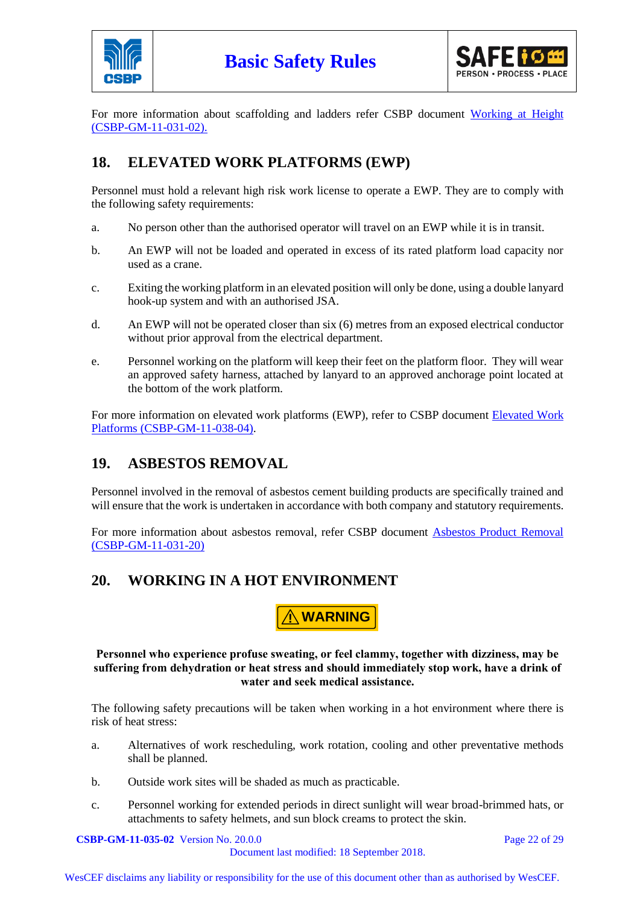For more information about scaffolding and ladders refer CSBP document [Working at Height (CSBP-GM-11-031-02).]()

## 18. ELEVATED WORK PLATFORMS (EWP)

Personnel must hold a relevant high risk work license to operate a EWP. They are to comply with the following safety requirements:

a. No person other than the authorised operator will travel on an EWP while it is in transit.

b. An EWP will not be loaded and operated in excess of its rated platform load capacity nor used as a crane.

c. Exiting the working platform in an elevated position will only be done, using a double lanyard hook-up system and with an authorised JSA.

d. An EWP will not be operated closer than six (6) metres from an exposed electrical conductor without prior approval from the electrical department.

e. Personnel working on the platform will keep their feet on the platform floor. They will wear an approved safety harness, attached by lanyard to an approved anchorage point located at the bottom of the work platform.

For more information on elevated work platforms (EWP), refer to CSBP document [Elevated Work Platforms (CSBP-GM-11-038-04)]().

## 19. ASBESTOS REMOVAL

Personnel involved in the removal of asbestos cement building products are specifically trained and will ensure that the work is undertaken in accordance with both company and statutory requirements.

For more information about asbestos removal, refer CSBP document [Asbestos Product Removal (CSBP-GM-11-031-20)]()

## 20. WORKING IN A HOT ENVIRONMENT

**⚠ WARNING**

**Personnel who experience profuse sweating, or feel clammy, together with dizziness, may be suffering from dehydration or heat stress and should immediately stop work, have a drink of water and seek medical assistance.**

The following safety precautions will be taken when working in a hot environment where there is risk of heat stress:

a. Alternatives of work rescheduling, work rotation, cooling and other preventative methods shall be planned.

b. Outside work sites will be shaded as much as practicable.

c. Personnel working for extended periods in direct sunlight will wear broad-brimmed hats, or attachments to safety helmets, and sun block creams to protect the skin.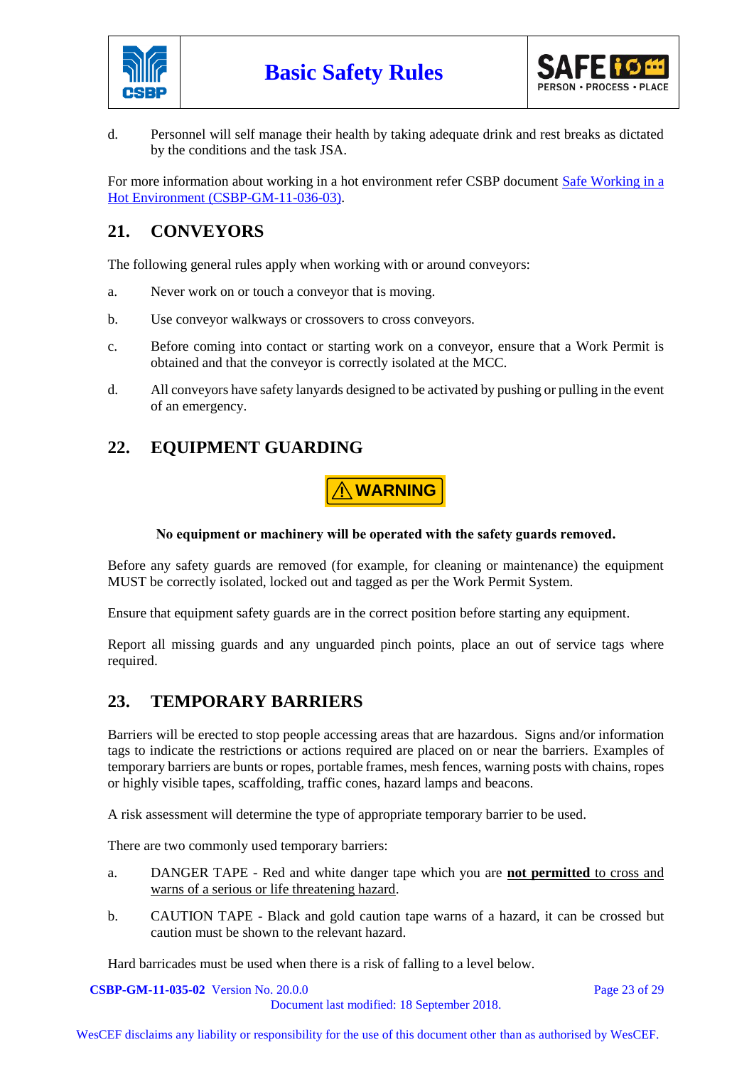d. Personnel will self manage their health by taking adequate drink and rest breaks as dictated by the conditions and the task JSA.

For more information about working in a hot environment refer CSBP document Safe Working in a Hot Environment (CSBP-GM-11-036-03).

## 21. CONVEYORS

The following general rules apply when working with or around conveyors:

a. Never work on or touch a conveyor that is moving.

b. Use conveyor walkways or crossovers to cross conveyors.

c. Before coming into contact or starting work on a conveyor, ensure that a Work Permit is obtained and that the conveyor is correctly isolated at the MCC.

d. All conveyors have safety lanyards designed to be activated by pushing or pulling in the event of an emergency.

## 22. EQUIPMENT GUARDING

⚠ **WARNING**

**No equipment or machinery will be operated with the safety guards removed.**

Before any safety guards are removed (for example, for cleaning or maintenance) the equipment MUST be correctly isolated, locked out and tagged as per the Work Permit System.

Ensure that equipment safety guards are in the correct position before starting any equipment.

Report all missing guards and any unguarded pinch points, place an out of service tags where required.

## 23. TEMPORARY BARRIERS

Barriers will be erected to stop people accessing areas that are hazardous. Signs and/or information tags to indicate the restrictions or actions required are placed on or near the barriers. Examples of temporary barriers are bunts or ropes, portable frames, mesh fences, warning posts with chains, ropes or highly visible tapes, scaffolding, traffic cones, hazard lamps and beacons.

A risk assessment will determine the type of appropriate temporary barrier to be used.

There are two commonly used temporary barriers:

a. DANGER TAPE - Red and white danger tape which you are **not permitted** to cross and warns of a serious or life threatening hazard.

b. CAUTION TAPE - Black and gold caution tape warns of a hazard, it can be crossed but caution must be shown to the relevant hazard.

Hard barricades must be used when there is a risk of falling to a level below.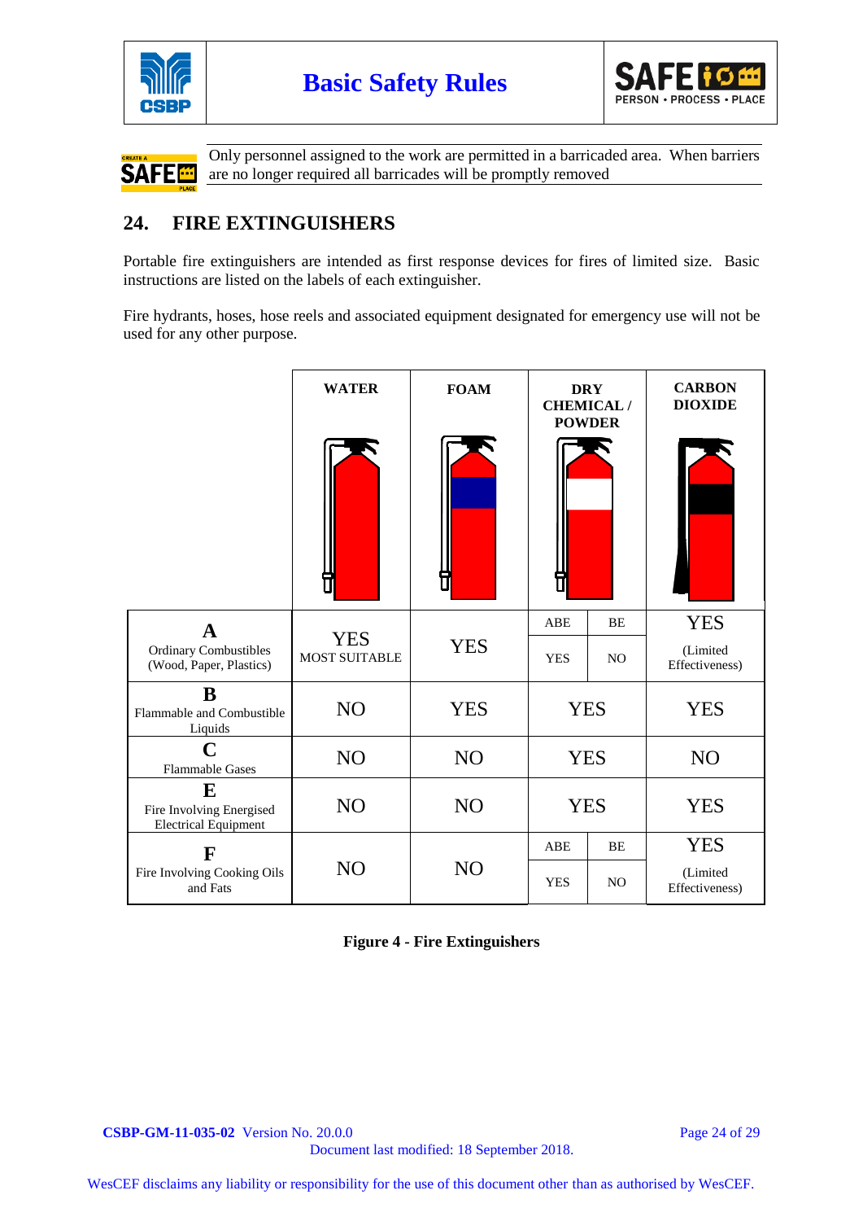Only personnel assigned to the work are permitted in a barricaded area. When barriers are no longer required all barricades will be promptly removed

## 24. FIRE EXTINGUISHERS

Portable fire extinguishers are intended as first response devices for fires of limited size. Basic instructions are listed on the labels of each extinguisher.

Fire hydrants, hoses, hose reels and associated equipment designated for emergency use will not be used for any other purpose.

| | WATER | FOAM | DRY CHEMICAL / POWDER | | CARBON DIOXIDE |
|---|---|---|---|---|---|
| | | | ABE | BE | |
| **A** Ordinary Combustibles (Wood, Paper, Plastics) | YES MOST SUITABLE | YES | YES | NO | YES (Limited Effectiveness) |
| **B** Flammable and Combustible Liquids | NO | YES | YES | | YES |
| **C** Flammable Gases | NO | NO | YES | | NO |
| **E** Fire Involving Energised Electrical Equipment | NO | NO | YES | | YES |
| **F** Fire Involving Cooking Oils and Fats | NO | NO | YES (ABE) | NO (BE) | YES (Limited Effectiveness) |

**Figure 4 - Fire Extinguishers**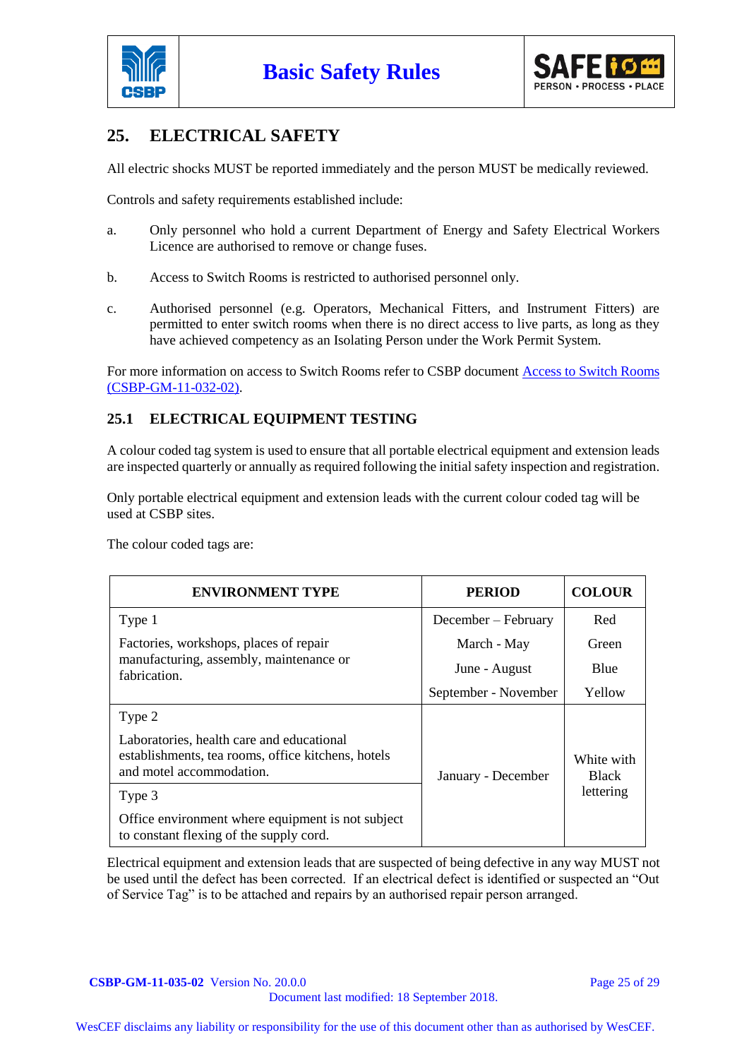## 25. ELECTRICAL SAFETY

All electric shocks MUST be reported immediately and the person MUST be medically reviewed.

Controls and safety requirements established include:

a. Only personnel who hold a current Department of Energy and Safety Electrical Workers Licence are authorised to remove or change fuses.

b. Access to Switch Rooms is restricted to authorised personnel only.

c. Authorised personnel (e.g. Operators, Mechanical Fitters, and Instrument Fitters) are permitted to enter switch rooms when there is no direct access to live parts, as long as they have achieved competency as an Isolating Person under the Work Permit System.

For more information on access to Switch Rooms refer to CSBP document Access to Switch Rooms (CSBP-GM-11-032-02).

### 25.1 ELECTRICAL EQUIPMENT TESTING

A colour coded tag system is used to ensure that all portable electrical equipment and extension leads are inspected quarterly or annually as required following the initial safety inspection and registration.

Only portable electrical equipment and extension leads with the current colour coded tag will be used at CSBP sites.

The colour coded tags are:

| ENVIRONMENT TYPE | PERIOD | COLOUR |
|---|---|---|
| Type 1<br>Factories, workshops, places of repair manufacturing, assembly, maintenance or fabrication. | December – February<br>March - May<br>June - August<br>September - November | Red<br>Green<br>Blue<br>Yellow |
| Type 2<br>Laboratories, health care and educational establishments, tea rooms, office kitchens, hotels and motel accommodation. | January - December | White with Black lettering |
| Type 3<br>Office environment where equipment is not subject to constant flexing of the supply cord. | | |

Electrical equipment and extension leads that are suspected of being defective in any way MUST not be used until the defect has been corrected. If an electrical defect is identified or suspected an "Out of Service Tag" is to be attached and repairs by an authorised repair person arranged.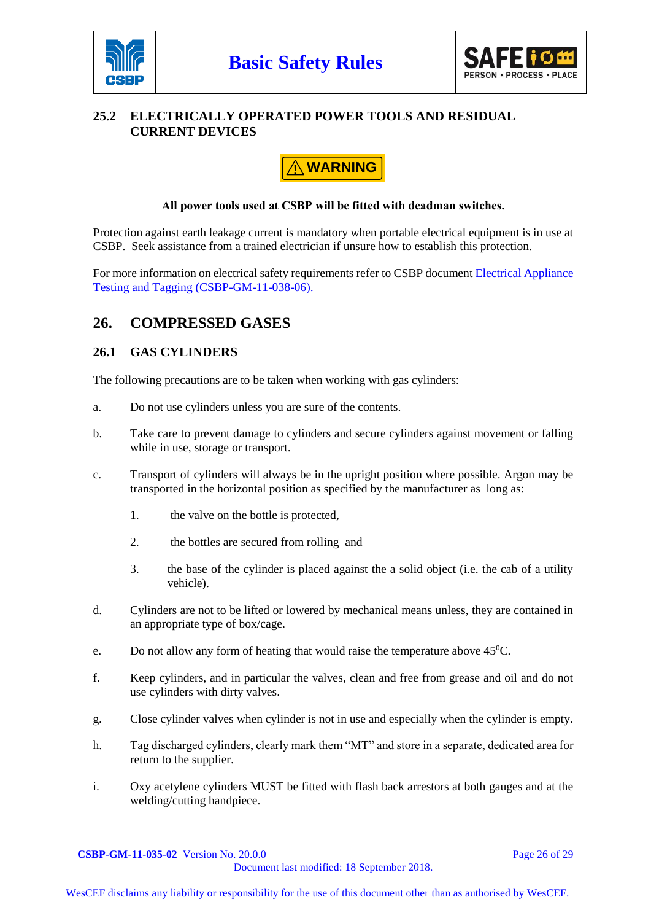### 25.2 ELECTRICALLY OPERATED POWER TOOLS AND RESIDUAL CURRENT DEVICES

⚠ WARNING

**All power tools used at CSBP will be fitted with deadman switches.**

Protection against earth leakage current is mandatory when portable electrical equipment is in use at CSBP. Seek assistance from a trained electrician if unsure how to establish this protection.

For more information on electrical safety requirements refer to CSBP document Electrical Appliance Testing and Tagging (CSBP-GM-11-038-06).

## 26. COMPRESSED GASES

### 26.1 GAS CYLINDERS

The following precautions are to be taken when working with gas cylinders:

a. Do not use cylinders unless you are sure of the contents.

b. Take care to prevent damage to cylinders and secure cylinders against movement or falling while in use, storage or transport.

c. Transport of cylinders will always be in the upright position where possible. Argon may be transported in the horizontal position as specified by the manufacturer as long as:

   1. the valve on the bottle is protected,

   2. the bottles are secured from rolling and

   3. the base of the cylinder is placed against the a solid object (i.e. the cab of a utility vehicle).

d. Cylinders are not to be lifted or lowered by mechanical means unless, they are contained in an appropriate type of box/cage.

e. Do not allow any form of heating that would raise the temperature above 45$^0$C.

f. Keep cylinders, and in particular the valves, clean and free from grease and oil and do not use cylinders with dirty valves.

g. Close cylinder valves when cylinder is not in use and especially when the cylinder is empty.

h. Tag discharged cylinders, clearly mark them "MT" and store in a separate, dedicated area for return to the supplier.

i. Oxy acetylene cylinders MUST be fitted with flash back arrestors at both gauges and at the welding/cutting handpiece.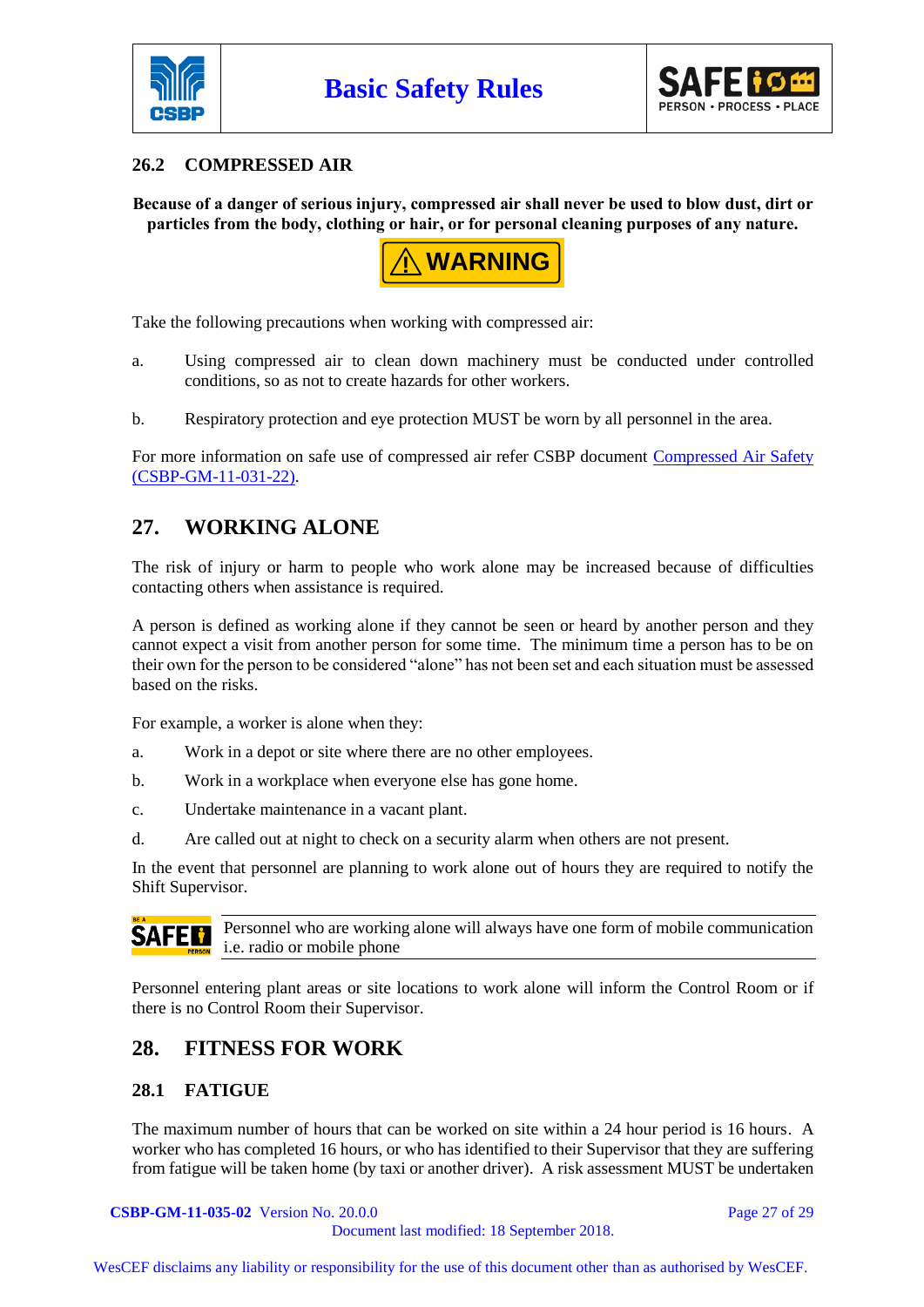### 26.2 COMPRESSED AIR

**Because of a danger of serious injury, compressed air shall never be used to blow dust, dirt or particles from the body, clothing or hair, or for personal cleaning purposes of any nature.**

**⚠ WARNING**

Take the following precautions when working with compressed air:

a. Using compressed air to clean down machinery must be conducted under controlled conditions, so as not to create hazards for other workers.

b. Respiratory protection and eye protection MUST be worn by all personnel in the area.

For more information on safe use of compressed air refer CSBP document Compressed Air Safety (CSBP-GM-11-031-22).

## 27. WORKING ALONE

The risk of injury or harm to people who work alone may be increased because of difficulties contacting others when assistance is required.

A person is defined as working alone if they cannot be seen or heard by another person and they cannot expect a visit from another person for some time. The minimum time a person has to be on their own for the person to be considered "alone" has not been set and each situation must be assessed based on the risks.

For example, a worker is alone when they:

a. Work in a depot or site where there are no other employees.

b. Work in a workplace when everyone else has gone home.

c. Undertake maintenance in a vacant plant.

d. Are called out at night to check on a security alarm when others are not present.

In the event that personnel are planning to work alone out of hours they are required to notify the Shift Supervisor.

Personnel who are working alone will always have one form of mobile communication i.e. radio or mobile phone

Personnel entering plant areas or site locations to work alone will inform the Control Room or if there is no Control Room their Supervisor.

## 28. FITNESS FOR WORK

### 28.1 FATIGUE

The maximum number of hours that can be worked on site within a 24 hour period is 16 hours. A worker who has completed 16 hours, or who has identified to their Supervisor that they are suffering from fatigue will be taken home (by taxi or another driver). A risk assessment MUST be undertaken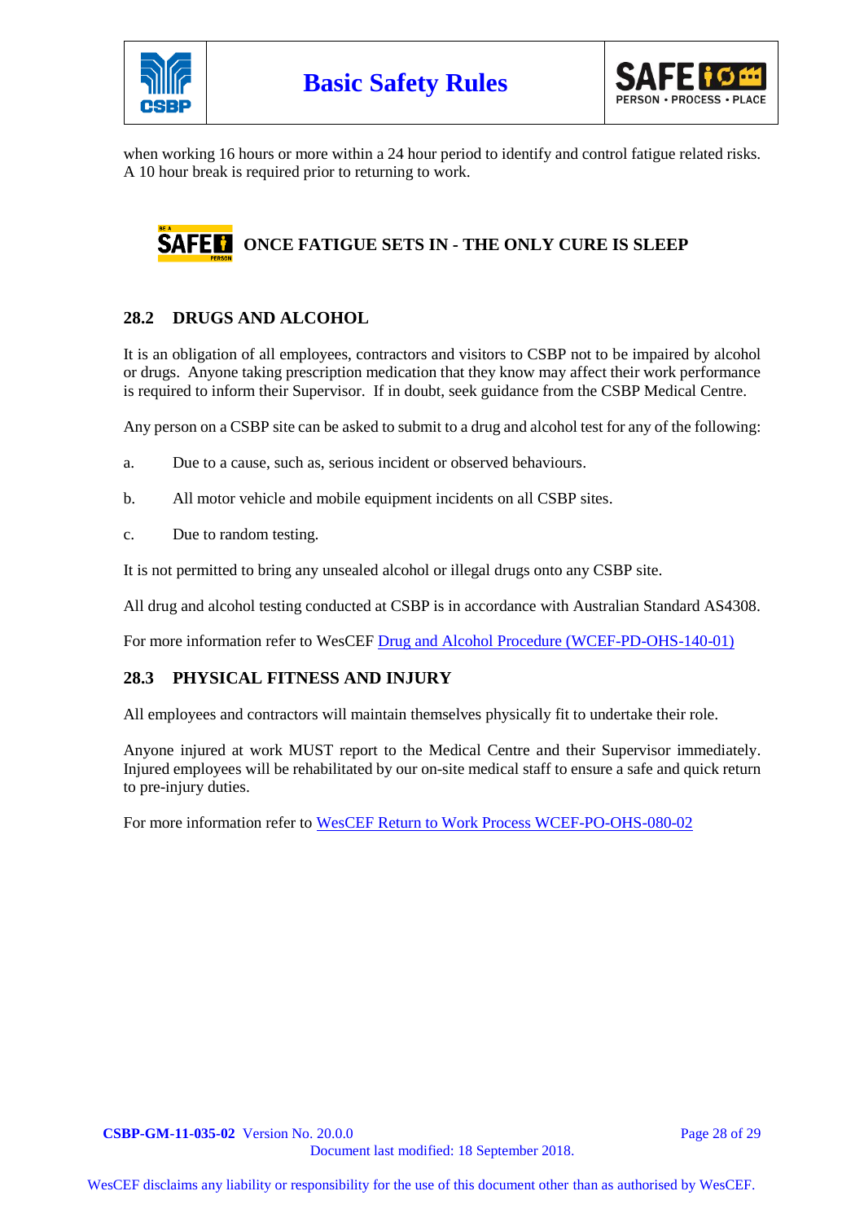when working 16 hours or more within a 24 hour period to identify and control fatigue related risks. A 10 hour break is required prior to returning to work.

**ONCE FATIGUE SETS IN - THE ONLY CURE IS SLEEP**

## 28.2 DRUGS AND ALCOHOL

It is an obligation of all employees, contractors and visitors to CSBP not to be impaired by alcohol or drugs. Anyone taking prescription medication that they know may affect their work performance is required to inform their Supervisor. If in doubt, seek guidance from the CSBP Medical Centre.

Any person on a CSBP site can be asked to submit to a drug and alcohol test for any of the following:

a. Due to a cause, such as, serious incident or observed behaviours.

b. All motor vehicle and mobile equipment incidents on all CSBP sites.

c. Due to random testing.

It is not permitted to bring any unsealed alcohol or illegal drugs onto any CSBP site.

All drug and alcohol testing conducted at CSBP is in accordance with Australian Standard AS4308.

For more information refer to WesCEF Drug and Alcohol Procedure (WCEF-PD-OHS-140-01)

## 28.3 PHYSICAL FITNESS AND INJURY

All employees and contractors will maintain themselves physically fit to undertake their role.

Anyone injured at work MUST report to the Medical Centre and their Supervisor immediately. Injured employees will be rehabilitated by our on-site medical staff to ensure a safe and quick return to pre-injury duties.

For more information refer to WesCEF Return to Work Process WCEF-PO-OHS-080-02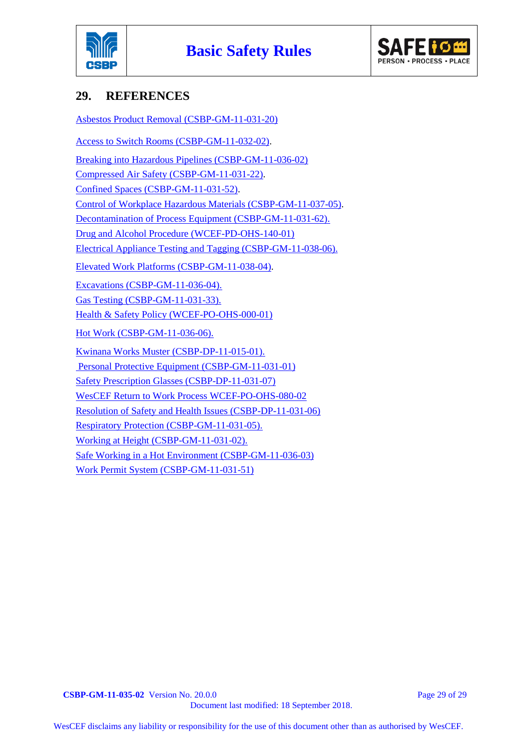## 29. REFERENCES

Asbestos Product Removal (CSBP-GM-11-031-20)

Access to Switch Rooms (CSBP-GM-11-032-02).

Breaking into Hazardous Pipelines (CSBP-GM-11-036-02)
Compressed Air Safety (CSBP-GM-11-031-22).
Confined Spaces (CSBP-GM-11-031-52).
Control of Workplace Hazardous Materials (CSBP-GM-11-037-05).
Decontamination of Process Equipment (CSBP-GM-11-031-62).
Drug and Alcohol Procedure (WCEF-PD-OHS-140-01)
Electrical Appliance Testing and Tagging (CSBP-GM-11-038-06).

Elevated Work Platforms (CSBP-GM-11-038-04).

Excavations (CSBP-GM-11-036-04).
Gas Testing (CSBP-GM-11-031-33).
Health & Safety Policy (WCEF-PO-OHS-000-01)

Hot Work (CSBP-GM-11-036-06).

Kwinana Works Muster (CSBP-DP-11-015-01).
Personal Protective Equipment (CSBP-GM-11-031-01)
Safety Prescription Glasses (CSBP-DP-11-031-07)
WesCEF Return to Work Process WCEF-PO-OHS-080-02
Resolution of Safety and Health Issues (CSBP-DP-11-031-06)
Respiratory Protection (CSBP-GM-11-031-05).
Working at Height (CSBP-GM-11-031-02).
Safe Working in a Hot Environment (CSBP-GM-11-036-03)
Work Permit System (CSBP-GM-11-031-51)